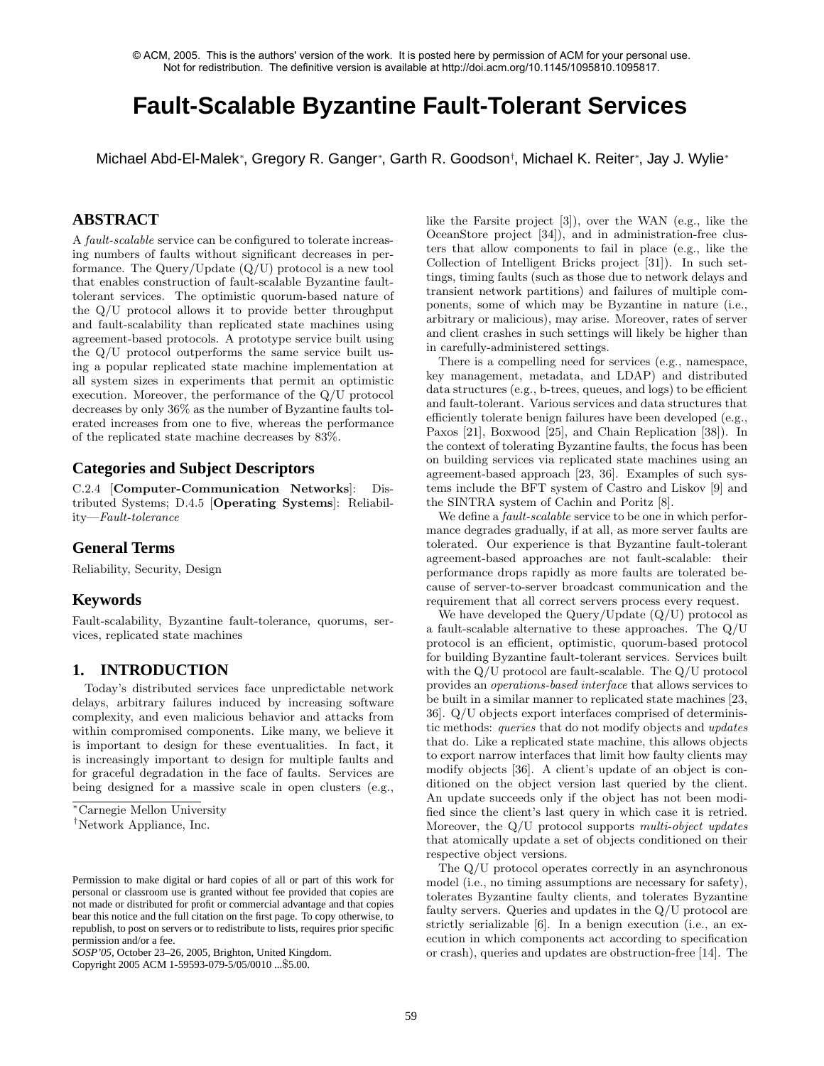© ACM, 2005. This is the authors' version of the work. It is posted here by permission of ACM for your personal use. Not for redistribution. The definitive version is available at http://doi.acm.org/10.1145/1095810.1095817.

# Fault-Scalable Byzantine Fault-Tolerant Services

Michael Abd-El-Malek[*], Gregory R. Ganger[*], Garth R. Goodson[†], Michael K. Reiter[*], Jay J. Wylie[*]

## ABSTRACT

A *fault-scalable* service can be configured to tolerate increasing numbers of faults without significant decreases in performance. The Query/Update (Q/U) protocol is a new tool that enables construction of fault-scalable Byzantine fault-tolerant services. The optimistic quorum-based nature of the Q/U protocol allows it to provide better throughput and fault-scalability than replicated state machines using agreement-based protocols. A prototype service built using the Q/U protocol outperforms the same service built using a popular replicated state machine implementation at all system sizes in experiments that permit an optimistic execution. Moreover, the performance of the Q/U protocol decreases by only 36% as the number of Byzantine faults tolerated increases from one to five, whereas the performance of the replicated state machine decreases by 83%.

### Categories and Subject Descriptors

C.2.4 [**Computer-Communication Networks**]: Distributed Systems; D.4.5 [**Operating Systems**]: Reliability—*Fault-tolerance*

### General Terms

Reliability, Security, Design

### Keywords

Fault-scalability, Byzantine fault-tolerance, quorums, services, replicated state machines

## 1. INTRODUCTION

Today's distributed services face unpredictable network delays, arbitrary failures induced by increasing software complexity, and even malicious behavior and attacks from within compromised components. Like many, we believe it is important to design for these eventualities. In fact, it is increasingly important to design for multiple faults and for graceful degradation in the face of faults. Services are being designed for a massive scale in open clusters (e.g., like the Farsite project [3]), over the WAN (e.g., like the OceanStore project [34]), and in administration-free clusters that allow components to fail in place (e.g., like the Collection of Intelligent Bricks project [31]). In such settings, timing faults (such as those due to network delays and transient network partitions) and failures of multiple components, some of which may be Byzantine in nature (i.e., arbitrary or malicious), may arise. Moreover, rates of server and client crashes in such settings will likely be higher than in carefully-administered settings.

There is a compelling need for services (e.g., namespace, key management, metadata, and LDAP) and distributed data structures (e.g., b-trees, queues, and logs) to be efficient and fault-tolerant. Various services and data structures that efficiently tolerate benign failures have been developed (e.g., Paxos [21], Boxwood [25], and Chain Replication [38]). In the context of tolerating Byzantine faults, the focus has been on building services via replicated state machines using an agreement-based approach [23, 36]. Examples of such systems include the BFT system of Castro and Liskov [9] and the SINTRA system of Cachin and Poritz [8].

We define a *fault-scalable* service to be one in which performance degrades gradually, if at all, as more server faults are tolerated. Our experience is that Byzantine fault-tolerant agreement-based approaches are not fault-scalable: their performance drops rapidly as more faults are tolerated because of server-to-server broadcast communication and the requirement that all correct servers process every request.

We have developed the Query/Update (Q/U) protocol as a fault-scalable alternative to these approaches. The Q/U protocol is an efficient, optimistic, quorum-based protocol for building Byzantine fault-tolerant services. Services built with the Q/U protocol are fault-scalable. The Q/U protocol provides an *operations-based interface* that allows services to be built in a similar manner to replicated state machines [23, 36]. Q/U objects export interfaces comprised of deterministic methods: *queries* that do not modify objects and *updates* that do. Like a replicated state machine, this allows objects to export narrow interfaces that limit how faulty clients may modify objects [36]. A client's update of an object is conditioned on the object version last queried by the client. An update succeeds only if the object has not been modified since the client's last query in which case it is retried. Moreover, the Q/U protocol supports *multi-object updates* that atomically update a set of objects conditioned on their respective object versions.

The Q/U protocol operates correctly in an asynchronous model (i.e., no timing assumptions are necessary for safety), tolerates Byzantine faulty clients, and tolerates Byzantine faulty servers. Queries and updates in the Q/U protocol are strictly serializable [6]. In a benign execution (i.e., an execution in which components act according to specification or crash), queries and updates are obstruction-free [14]. The

[*]Carnegie Mellon University
[†]Network Appliance, Inc.

Permission to make digital or hard copies of all or part of this work for personal or classroom use is granted without fee provided that copies are not made or distributed for profit or commercial advantage and that copies bear this notice and the full citation on the first page. To copy otherwise, to republish, to post on servers or to redistribute to lists, requires prior specific permission and/or a fee.
*SOSP'05*, October 23–26, 2005, Brighton, United Kingdom.
Copyright 2005 ACM 1-59593-079-5/05/0010 ...$5.00.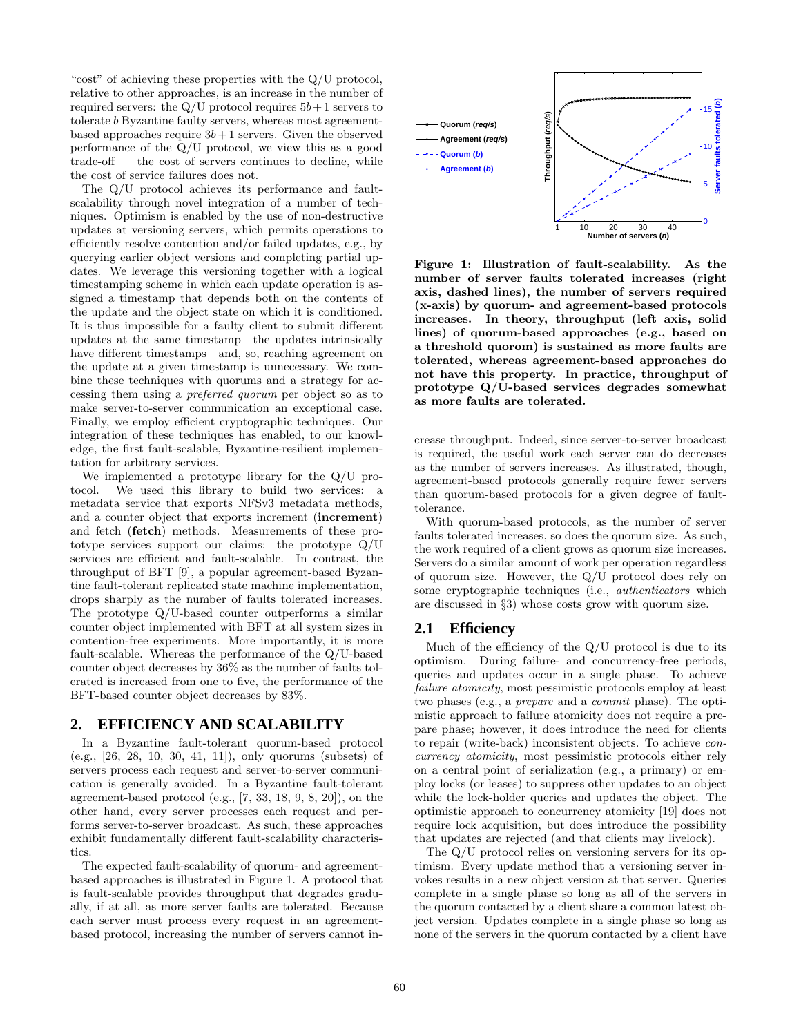"cost" of achieving these properties with the Q/U protocol, relative to other approaches, is an increase in the number of required servers: the Q/U protocol requires $5b+1$ servers to tolerate $b$ Byzantine faulty servers, whereas most agreement-based approaches require $3b+1$ servers. Given the observed performance of the Q/U protocol, we view this as a good trade-off — the cost of servers continues to decline, while the cost of service failures does not.

The Q/U protocol achieves its performance and fault-scalability through novel integration of a number of techniques. Optimism is enabled by the use of non-destructive updates at versioning servers, which permits operations to efficiently resolve contention and/or failed updates, e.g., by querying earlier object versions and completing partial updates. We leverage this versioning together with a logical timestamping scheme in which each update operation is assigned a timestamp that depends both on the contents of the update and the object state on which it is conditioned. It is thus impossible for a faulty client to submit different updates at the same timestamp—the updates intrinsically have different timestamps—and, so, reaching agreement on the update at a given timestamp is unnecessary. We combine these techniques with quorums and a strategy for accessing them using a *preferred quorum* per object so as to make server-to-server communication an exceptional case. Finally, we employ efficient cryptographic techniques. Our integration of these techniques has enabled, to our knowledge, the first fault-scalable, Byzantine-resilient implementation for arbitrary services.

We implemented a prototype library for the Q/U protocol. We used this library to build two services: a metadata service that exports NFSv3 metadata methods, and a counter object that exports increment (**increment**) and fetch (**fetch**) methods. Measurements of these prototype services support our claims: the prototype Q/U services are efficient and fault-scalable. In contrast, the throughput of BFT [9], a popular agreement-based Byzantine fault-tolerant replicated state machine implementation, drops sharply as the number of faults tolerated increases. The prototype Q/U-based counter outperforms a similar counter object implemented with BFT at all system sizes in contention-free experiments. More importantly, it is more fault-scalable. Whereas the performance of the Q/U-based counter object decreases by 36% as the number of faults tolerated is increased from one to five, the performance of the BFT-based counter object decreases by 83%.

## 2. EFFICIENCY AND SCALABILITY

In a Byzantine fault-tolerant quorum-based protocol (e.g., [26, 28, 10, 30, 41, 11]), only quorums (subsets) of servers process each request and server-to-server communication is generally avoided. In a Byzantine fault-tolerant agreement-based protocol (e.g., [7, 33, 18, 9, 8, 20]), on the other hand, every server processes each request and performs server-to-server broadcast. As such, these approaches exhibit fundamentally different fault-scalability characteristics.

The expected fault-scalability of quorum- and agreement-based approaches is illustrated in Figure 1. A protocol that is fault-scalable provides throughput that degrades gradually, if at all, as more server faults are tolerated. Because each server must process every request in an agreement-based protocol, increasing the number of servers cannot increase throughput. Indeed, since server-to-server broadcast is required, the useful work each server can do decreases as the number of servers increases. As illustrated, though, agreement-based protocols generally require fewer servers than quorum-based protocols for a given degree of fault-tolerance.

**Figure 1: Illustration of fault-scalability. As the number of server faults tolerated increases (right axis, dashed lines), the number of servers required (x-axis) by quorum- and agreement-based protocols increases. In theory, throughput (left axis, solid lines) of quorum-based approaches (e.g., based on a threshold quorom) is sustained as more faults are tolerated, whereas agreement-based approaches do not have this property. In practice, throughput of prototype Q/U-based services degrades somewhat as more faults are tolerated.**

With quorum-based protocols, as the number of server faults tolerated increases, so does the quorum size. As such, the work required of a client grows as quorum size increases. Servers do a similar amount of work per operation regardless of quorum size. However, the Q/U protocol does rely on some cryptographic techniques (i.e., *authenticators* which are discussed in §3) whose costs grow with quorum size.

### 2.1 Efficiency

Much of the efficiency of the Q/U protocol is due to its optimism. During failure- and concurrency-free periods, queries and updates occur in a single phase. To achieve *failure atomicity*, most pessimistic protocols employ at least two phases (e.g., a *prepare* and a *commit* phase). The optimistic approach to failure atomicity does not require a prepare phase; however, it does introduce the need for clients to repair (write-back) inconsistent objects. To achieve *concurrency atomicity*, most pessimistic protocols either rely on a central point of serialization (e.g., a primary) or employ locks (or leases) to suppress other updates to an object while the lock-holder queries and updates the object. The optimistic approach to concurrency atomicity [19] does not require lock acquisition, but does introduce the possibility that updates are rejected (and that clients may livelock).

The Q/U protocol relies on versioning servers for its optimism. Every update method that a versioning server invokes results in a new object version at that server. Queries complete in a single phase so long as all of the servers in the quorum contacted by a client share a common latest object version. Updates complete in a single phase so long as none of the servers in the quorum contacted by a client have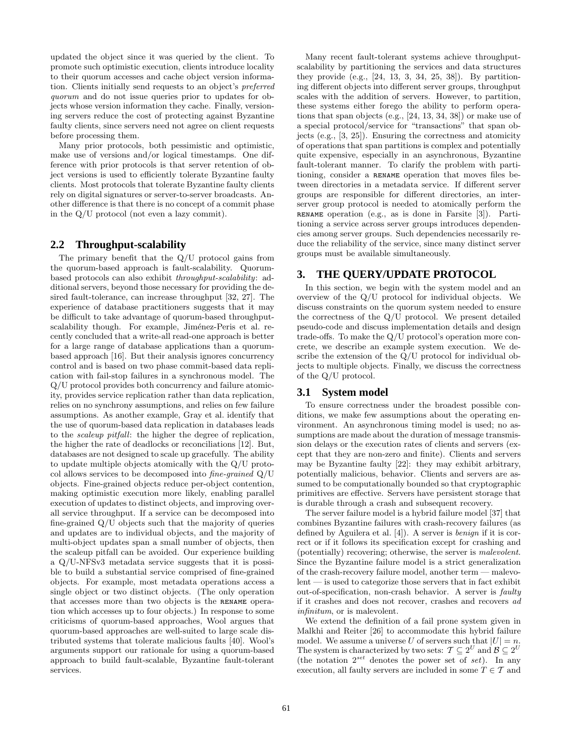updated the object since it was queried by the client. To promote such optimistic execution, clients introduce locality to their quorum accesses and cache object version information. Clients initially send requests to an object's *preferred quorum* and do not issue queries prior to updates for objects whose version information they cache. Finally, versioning servers reduce the cost of protecting against Byzantine faulty clients, since servers need not agree on client requests before processing them.

Many prior protocols, both pessimistic and optimistic, make use of versions and/or logical timestamps. One difference with prior protocols is that server retention of object versions is used to efficiently tolerate Byzantine faulty clients. Most protocols that tolerate Byzantine faulty clients rely on digital signatures or server-to-server broadcasts. Another difference is that there is no concept of a commit phase in the Q/U protocol (not even a lazy commit).

## 2.2 Throughput-scalability

The primary benefit that the Q/U protocol gains from the quorum-based approach is fault-scalability. Quorum-based protocols can also exhibit *throughput-scalability*: additional servers, beyond those necessary for providing the desired fault-tolerance, can increase throughput [32, 27]. The experience of database practitioners suggests that it may be difficult to take advantage of quorum-based throughput-scalability though. For example, Jiménez-Peris et al. recently concluded that a write-all read-one approach is better for a large range of database applications than a quorum-based approach [16]. But their analysis ignores concurrency control and is based on two phase commit-based data replication with fail-stop failures in a synchronous model. The Q/U protocol provides both concurrency and failure atomicity, provides service replication rather than data replication, relies on no synchrony assumptions, and relies on few failure assumptions. As another example, Gray et al. identify that the use of quorum-based data replication in databases leads to the *scaleup pitfall*: the higher the degree of replication, the higher the rate of deadlocks or reconciliations [12]. But, databases are not designed to scale up gracefully. The ability to update multiple objects atomically with the Q/U protocol allows services to be decomposed into *fine-grained* Q/U objects. Fine-grained objects reduce per-object contention, making optimistic execution more likely, enabling parallel execution of updates to distinct objects, and improving overall service throughput. If a service can be decomposed into fine-grained Q/U objects such that the majority of queries and updates are to individual objects, and the majority of multi-object updates span a small number of objects, then the scaleup pitfall can be avoided. Our experience building a Q/U-NFSv3 metadata service suggests that it is possible to build a substantial service comprised of fine-grained objects. For example, most metadata operations access a single object or two distinct objects. (The only operation that accesses more than two objects is the RENAME operation which accesses up to four objects.) In response to some criticisms of quorum-based approaches, Wool argues that quorum-based approaches are well-suited to large scale distributed systems that tolerate malicious faults [40]. Wool's arguments support our rationale for using a quorum-based approach to build fault-scalable, Byzantine fault-tolerant services.

Many recent fault-tolerant systems achieve throughput-scalability by partitioning the services and data structures they provide (e.g., [24, 13, 3, 34, 25, 38]). By partitioning different objects into different server groups, throughput scales with the addition of servers. However, to partition, these systems either forego the ability to perform operations that span objects (e.g., [24, 13, 34, 38]) or make use of a special protocol/service for "transactions" that span objects (e.g., [3, 25]). Ensuring the correctness and atomicity of operations that span partitions is complex and potentially quite expensive, especially in an asynchronous, Byzantine fault-tolerant manner. To clarify the problem with partitioning, consider a RENAME operation that moves files between directories in a metadata service. If different server groups are responsible for different directories, an inter-server group protocol is needed to atomically perform the RENAME operation (e.g., as is done in Farsite [3]). Partitioning a service across server groups introduces dependencies among server groups. Such dependencies necessarily reduce the reliability of the service, since many distinct server groups must be available simultaneously.

# 3. THE QUERY/UPDATE PROTOCOL

In this section, we begin with the system model and an overview of the Q/U protocol for individual objects. We discuss constraints on the quorum system needed to ensure the correctness of the Q/U protocol. We present detailed pseudo-code and discuss implementation details and design trade-offs. To make the Q/U protocol's operation more concrete, we describe an example system execution. We describe the extension of the Q/U protocol for individual objects to multiple objects. Finally, we discuss the correctness of the Q/U protocol.

## 3.1 System model

To ensure correctness under the broadest possible conditions, we make few assumptions about the operating environment. An asynchronous timing model is used; no assumptions are made about the duration of message transmission delays or the execution rates of clients and servers (except that they are non-zero and finite). Clients and servers may be Byzantine faulty [22]: they may exhibit arbitrary, potentially malicious, behavior. Clients and servers are assumed to be computationally bounded so that cryptographic primitives are effective. Servers have persistent storage that is durable through a crash and subsequent recovery.

The server failure model is a hybrid failure model [37] that combines Byzantine failures with crash-recovery failures (as defined by Aguilera et al. [4]). A server is *benign* if it is correct or if it follows its specification except for crashing and (potentially) recovering; otherwise, the server is *malevolent*. Since the Byzantine failure model is a strict generalization of the crash-recovery failure model, another term — malevolent — is used to categorize those servers that in fact exhibit out-of-specification, non-crash behavior. A server is *faulty* if it crashes and does not recover, crashes and recovers *ad infinitum*, or is malevolent.

We extend the definition of a fail prone system given in Malkhi and Reiter [26] to accommodate this hybrid failure model. We assume a universe $U$ of servers such that $|U| = n$. The system is characterized by two sets: $\mathcal{T} \subseteq 2^U$ and $\mathcal{B} \subseteq 2^U$ (the notation $2^{set}$ denotes the power set of *set*). In any execution, all faulty servers are included in some $T \in \mathcal{T}$ and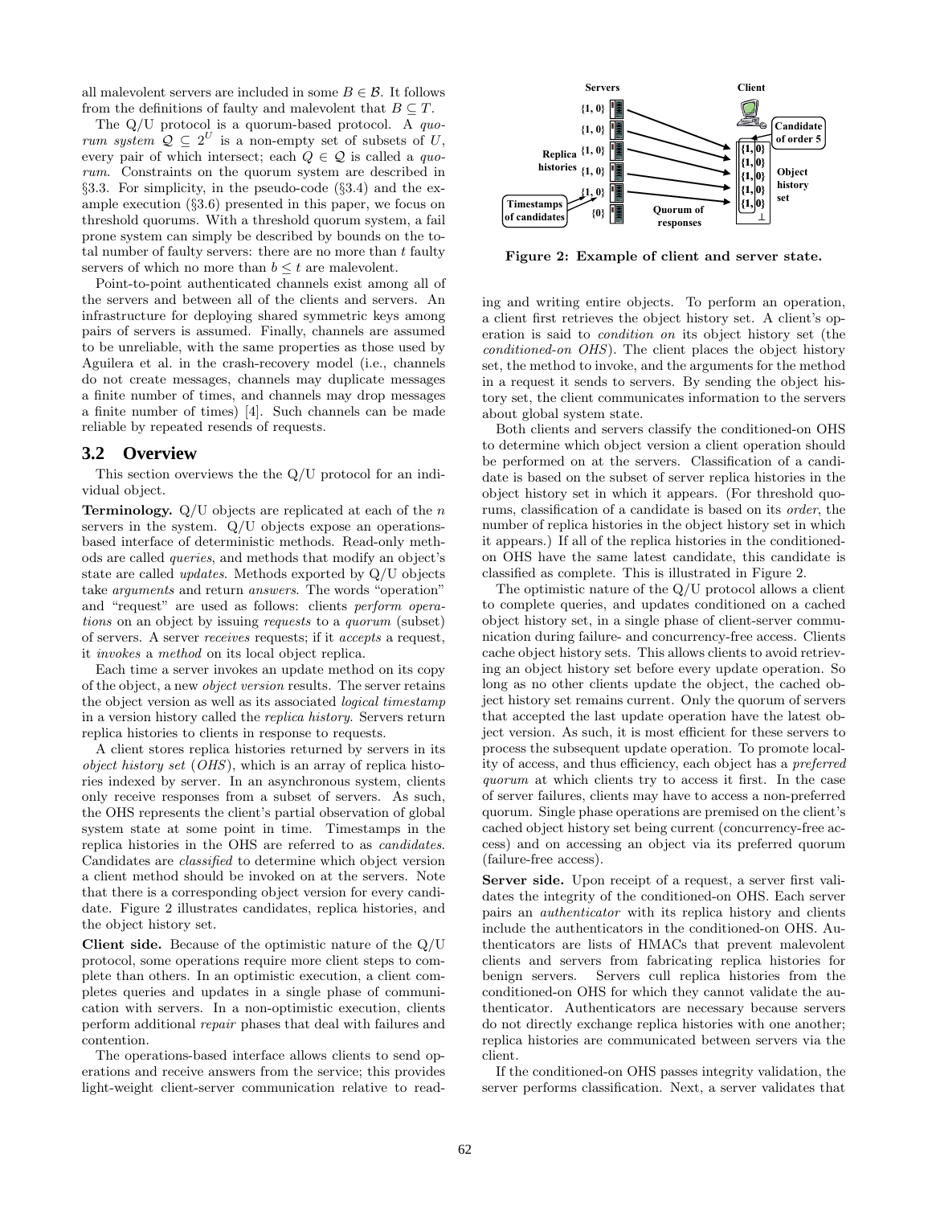all malevolent servers are included in some $B \in \mathcal{B}$. It follows from the definitions of faulty and malevolent that $B \subseteq T$.

The Q/U protocol is a quorum-based protocol. A *quorum system* $\mathcal{Q} \subseteq 2^U$ is a non-empty set of subsets of $U$, every pair of which intersect; each $Q \in \mathcal{Q}$ is called a *quorum*. Constraints on the quorum system are described in §3.3. For simplicity, in the pseudo-code (§3.4) and the example execution (§3.6) presented in this paper, we focus on threshold quorums. With a threshold quorum system, a fail prone system can simply be described by bounds on the total number of faulty servers: there are no more than $t$ faulty servers of which no more than $b \leq t$ are malevolent.

Point-to-point authenticated channels exist among all of the servers and between all of the clients and servers. An infrastructure for deploying shared symmetric keys among pairs of servers is assumed. Finally, channels are assumed to be unreliable, with the same properties as those used by Aguilera et al. in the crash-recovery model (i.e., channels do not create messages, channels may duplicate messages a finite number of times, and channels may drop messages a finite number of times) [4]. Such channels can be made reliable by repeated resends of requests.

## 3.2 Overview

This section overviews the the Q/U protocol for an individual object.

**Terminology.** Q/U objects are replicated at each of the $n$ servers in the system. Q/U objects expose an operations-based interface of deterministic methods. Read-only methods are called *queries*, and methods that modify an object's state are called *updates*. Methods exported by Q/U objects take *arguments* and return *answers*. The words "operation" and "request" are used as follows: clients *perform operations* on an object by issuing *requests* to a *quorum* (subset) of servers. A server *receives* requests; if it *accepts* a request, it *invokes* a *method* on its local object replica.

Each time a server invokes an update method on its copy of the object, a new *object version* results. The server retains the object version as well as its associated *logical timestamp* in a version history called the *replica history*. Servers return replica histories to clients in response to requests.

A client stores replica histories returned by servers in its *object history set* (*OHS*), which is an array of replica histories indexed by server. In an asynchronous system, clients only receive responses from a subset of servers. As such, the OHS represents the client's partial observation of global system state at some point in time. Timestamps in the replica histories in the OHS are referred to as *candidates*. Candidates are *classified* to determine which object version a client method should be invoked on at the servers. Note that there is a corresponding object version for every candidate. Figure 2 illustrates candidates, replica histories, and the object history set.

**Client side.** Because of the optimistic nature of the Q/U protocol, some operations require more client steps to complete than others. In an optimistic execution, a client completes queries and updates in a single phase of communication with servers. In a non-optimistic execution, clients perform additional *repair* phases that deal with failures and contention.

The operations-based interface allows clients to send operations and receive answers from the service; this provides light-weight client-server communication relative to reading and writing entire objects. To perform an operation, a client first retrieves the object history set. A client's operation is said to *condition on* its object history set (the *conditioned-on OHS*). The client places the object history set, the method to invoke, and the arguments for the method in a request it sends to servers. By sending the object history set, the client communicates information to the servers about global system state.

Servers
Client
{1, 0}
{1, 0}
{1, 0}
{1, 0}
{1, 0}
{0}
Replica histories
Timestamps of candidates
Candidate of order 5
{1, 0}
{1, 0}
{1, 0}
{1, 0}
{1, 0}
⊥
Object history set
Quorum of responses

**Figure 2: Example of client and server state.**

Both clients and servers classify the conditioned-on OHS to determine which object version a client operation should be performed on at the servers. Classification of a candidate is based on the subset of server replica histories in the object history set in which it appears. (For threshold quorums, classification of a candidate is based on its *order*, the number of replica histories in the object history set in which it appears.) If all of the replica histories in the conditioned-on OHS have the same latest candidate, this candidate is classified as complete. This is illustrated in Figure 2.

The optimistic nature of the Q/U protocol allows a client to complete queries, and updates conditioned on a cached object history set, in a single phase of client-server communication during failure- and concurrency-free access. Clients cache object history sets. This allows clients to avoid retrieving an object history set before every update operation. So long as no other clients update the object, the cached object history set remains current. Only the quorum of servers that accepted the last update operation have the latest object version. As such, it is most efficient for these servers to process the subsequent update operation. To promote locality of access, and thus efficiency, each object has a *preferred quorum* at which clients try to access it first. In the case of server failures, clients may have to access a non-preferred quorum. Single phase operations are premised on the client's cached object history set being current (concurrency-free access) and on accessing an object via its preferred quorum (failure-free access).

**Server side.** Upon receipt of a request, a server first validates the integrity of the conditioned-on OHS. Each server pairs an *authenticator* with its replica history and clients include the authenticators in the conditioned-on OHS. Authenticators are lists of HMACs that prevent malevolent clients and servers from fabricating replica histories for benign servers. Servers cull replica histories from the conditioned-on OHS for which they cannot validate the authenticator. Authenticators are necessary because servers do not directly exchange replica histories with one another; replica histories are communicated between servers via the client.

If the conditioned-on OHS passes integrity validation, the server performs classification. Next, a server validates that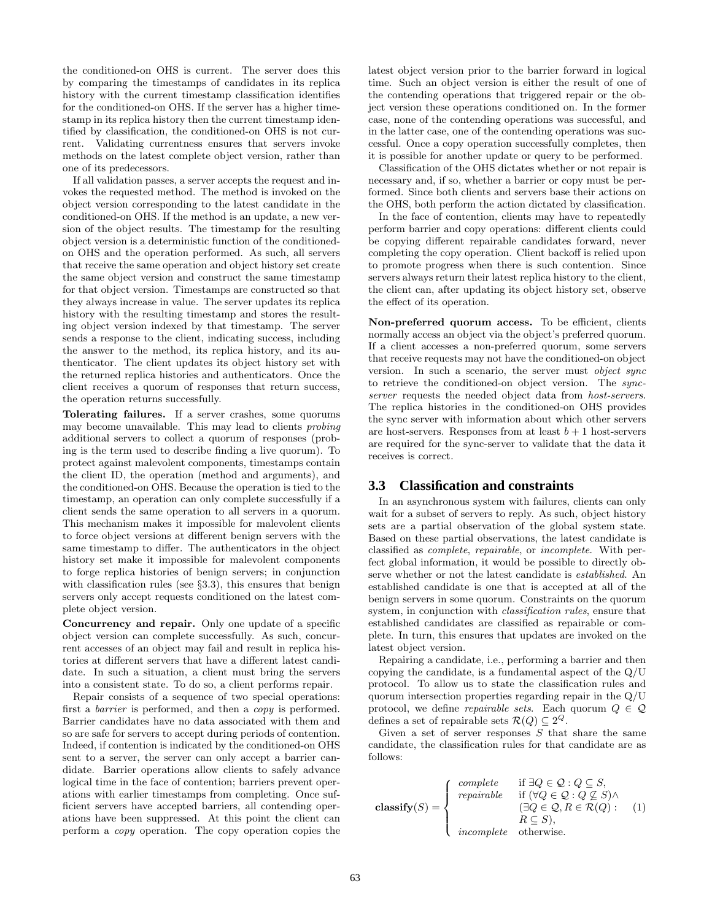the conditioned-on OHS is current. The server does this by comparing the timestamps of candidates in its replica history with the current timestamp classification identifies for the conditioned-on OHS. If the server has a higher timestamp in its replica history then the current timestamp identified by classification, the conditioned-on OHS is not current. Validating currentness ensures that servers invoke methods on the latest complete object version, rather than one of its predecessors.

If all validation passes, a server accepts the request and invokes the requested method. The method is invoked on the object version corresponding to the latest candidate in the conditioned-on OHS. If the method is an update, a new version of the object results. The timestamp for the resulting object version is a deterministic function of the conditioned-on OHS and the operation performed. As such, all servers that receive the same operation and object history set create the same object version and construct the same timestamp for that object version. Timestamps are constructed so that they always increase in value. The server updates its replica history with the resulting timestamp and stores the resulting object version indexed by that timestamp. The server sends a response to the client, indicating success, including the answer to the method, its replica history, and its authenticator. The client updates its object history set with the returned replica histories and authenticators. Once the client receives a quorum of responses that return success, the operation returns successfully.

**Tolerating failures.** If a server crashes, some quorums may become unavailable. This may lead to clients *probing* additional servers to collect a quorum of responses (probing is the term used to describe finding a live quorum). To protect against malevolent components, timestamps contain the client ID, the operation (method and arguments), and the conditioned-on OHS. Because the operation is tied to the timestamp, an operation can only complete successfully if a client sends the same operation to all servers in a quorum. This mechanism makes it impossible for malevolent clients to force object versions at different benign servers with the same timestamp to differ. The authenticators in the object history set make it impossible for malevolent components to forge replica histories of benign servers; in conjunction with classification rules (see §3.3), this ensures that benign servers only accept requests conditioned on the latest complete object version.

**Concurrency and repair.** Only one update of a specific object version can complete successfully. As such, concurrent accesses of an object may fail and result in replica histories at different servers that have a different latest candidate. In such a situation, a client must bring the servers into a consistent state. To do so, a client performs repair.

Repair consists of a sequence of two special operations: first a *barrier* is performed, and then a *copy* is performed. Barrier candidates have no data associated with them and so are safe for servers to accept during periods of contention. Indeed, if contention is indicated by the conditioned-on OHS sent to a server, the server can only accept a barrier candidate. Barrier operations allow clients to safely advance logical time in the face of contention; barriers prevent operations with earlier timestamps from completing. Once sufficient servers have accepted barriers, all contending operations have been suppressed. At this point the client can perform a *copy* operation. The copy operation copies the latest object version prior to the barrier forward in logical time. Such an object version is either the result of one of the contending operations that triggered repair or the object version these operations conditioned on. In the former case, none of the contending operations was successful, and in the latter case, one of the contending operations was successful. Once a copy operation successfully completes, then it is possible for another update or query to be performed.

Classification of the OHS dictates whether or not repair is necessary and, if so, whether a barrier or copy must be performed. Since both clients and servers base their actions on the OHS, both perform the action dictated by classification.

In the face of contention, clients may have to repeatedly perform barrier and copy operations: different clients could be copying different repairable candidates forward, never completing the copy operation. Client backoff is relied upon to promote progress when there is such contention. Since servers always return their latest replica history to the client, the client can, after updating its object history set, observe the effect of its operation.

**Non-preferred quorum access.** To be efficient, clients normally access an object via the object's preferred quorum. If a client accesses a non-preferred quorum, some servers that receive requests may not have the conditioned-on object version. In such a scenario, the server must *object sync* to retrieve the conditioned-on object version. The *sync-server* requests the needed object data from *host-servers*. The replica histories in the conditioned-on OHS provides the sync server with information about which other servers are host-servers. Responses from at least $b + 1$ host-servers are required for the sync-server to validate that the data it receives is correct.

### 3.3 Classification and constraints

In an asynchronous system with failures, clients can only wait for a subset of servers to reply. As such, object history sets are a partial observation of the global system state. Based on these partial observations, the latest candidate is classified as *complete*, *repairable*, or *incomplete*. With perfect global information, it would be possible to directly observe whether or not the latest candidate is *established*. An established candidate is one that is accepted at all of the benign servers in some quorum. Constraints on the quorum system, in conjunction with *classification rules*, ensure that established candidates are classified as repairable or complete. In turn, this ensures that updates are invoked on the latest object version.

Repairing a candidate, i.e., performing a barrier and then copying the candidate, is a fundamental aspect of the Q/U protocol. To allow us to state the classification rules and quorum intersection properties regarding repair in the Q/U protocol, we define *repairable sets*. Each quorum $Q \in \mathcal{Q}$ defines a set of repairable sets $\mathcal{R}(Q) \subseteq 2^Q$.

Given a set of server responses $S$ that share the same candidate, the classification rules for that candidate are as follows:

$$\textbf{classify}(S) = \begin{cases} \textit{complete} & \text{if } \exists Q \in \mathcal{Q} : Q \subseteq S, \\ \textit{repairable} & \text{if } (\forall Q \in \mathcal{Q} : Q \not\subseteq S) \wedge \\ & (\exists Q \in \mathcal{Q}, R \in \mathcal{R}(Q) : \\ & R \subseteq S), \\ \textit{incomplete} & \text{otherwise.} \end{cases} \quad (1)$$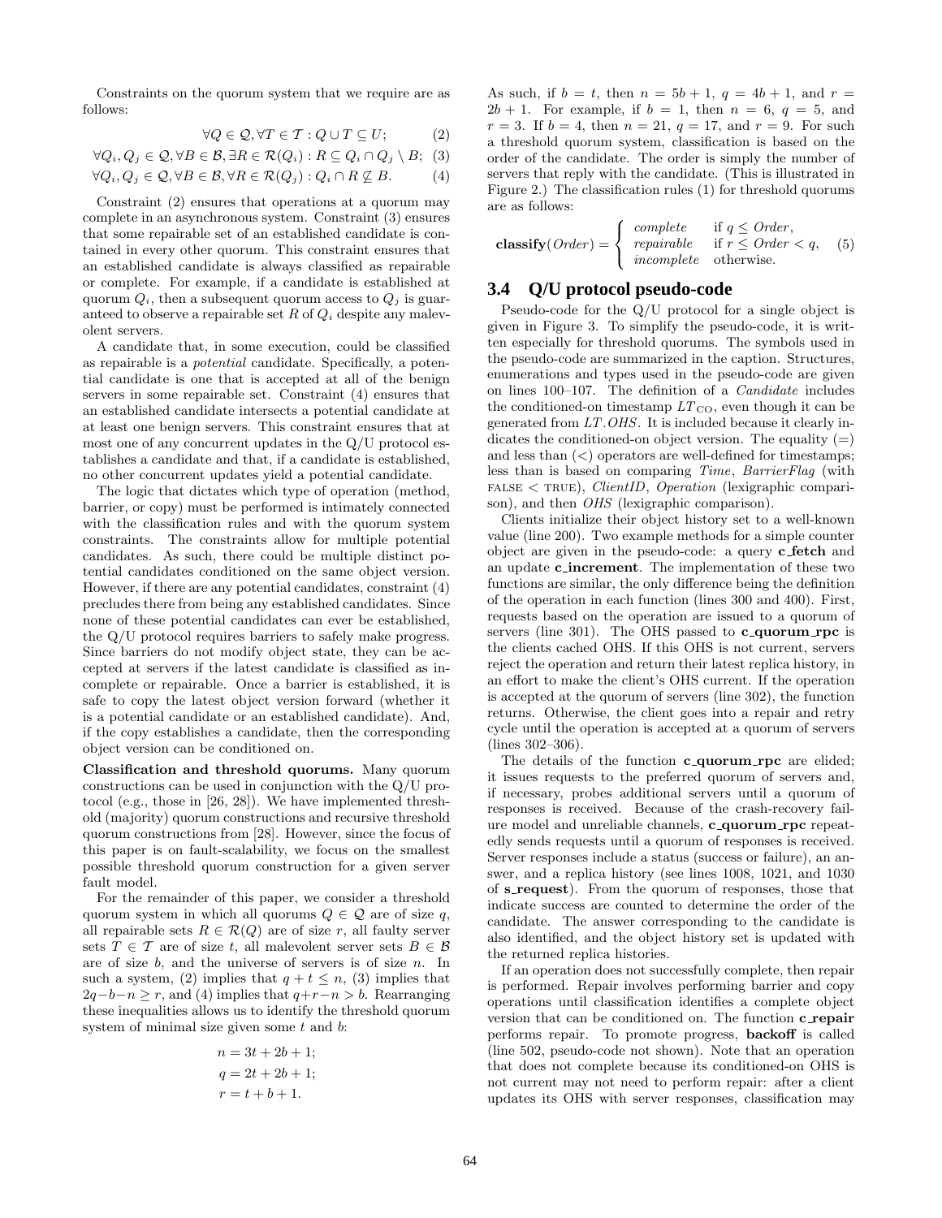Constraints on the quorum system that we require are as follows:

$$\forall Q \in \mathcal{Q}, \forall T \in \mathcal{T} : Q \cup T \subseteq U; \quad (2)$$

$$\forall Q_i, Q_j \in \mathcal{Q}, \forall B \in \mathcal{B}, \exists R \in \mathcal{R}(Q_i) : R \subseteq Q_i \cap Q_j \setminus B; \quad (3)$$

$$\forall Q_i, Q_j \in \mathcal{Q}, \forall B \in \mathcal{B}, \forall R \in \mathcal{R}(Q_j) : Q_i \cap R \not\subseteq B. \quad (4)$$

Constraint (2) ensures that operations at a quorum may complete in an asynchronous system. Constraint (3) ensures that some repairable set of an established candidate is contained in every other quorum. This constraint ensures that an established candidate is always classified as repairable or complete. For example, if a candidate is established at quorum $Q_i$, then a subsequent quorum access to $Q_j$ is guaranteed to observe a repairable set $R$ of $Q_i$ despite any malevolent servers.

A candidate that, in some execution, could be classified as repairable is a *potential* candidate. Specifically, a potential candidate is one that is accepted at all of the benign servers in some repairable set. Constraint (4) ensures that an established candidate intersects a potential candidate at at least one benign servers. This constraint ensures that at most one of any concurrent updates in the Q/U protocol establishes a candidate and that, if a candidate is established, no other concurrent updates yield a potential candidate.

The logic that dictates which type of operation (method, barrier, or copy) must be performed is intimately connected with the classification rules and with the quorum system constraints. The constraints allow for multiple potential candidates. As such, there could be multiple distinct potential candidates conditioned on the same object version. However, if there are any potential candidates, constraint (4) precludes there from being any established candidates. Since none of these potential candidates can ever be established, the Q/U protocol requires barriers to safely make progress. Since barriers do not modify object state, they can be accepted at servers if the latest candidate is classified as incomplete or repairable. Once a barrier is established, it is safe to copy the latest object version forward (whether it is a potential candidate or an established candidate). And, if the copy establishes a candidate, then the corresponding object version can be conditioned on.

**Classification and threshold quorums.** Many quorum constructions can be used in conjunction with the Q/U protocol (e.g., those in [26, 28]). We have implemented threshold (majority) quorum constructions and recursive threshold quorum constructions from [28]. However, since the focus of this paper is on fault-scalability, we focus on the smallest possible threshold quorum construction for a given server fault model.

For the remainder of this paper, we consider a threshold quorum system in which all quorums $Q \in \mathcal{Q}$ are of size $q$, all repairable sets $R \in \mathcal{R}(Q)$ are of size $r$, all faulty server sets $T \in \mathcal{T}$ are of size $t$, all malevolent server sets $B \in \mathcal{B}$ are of size $b$, and the universe of servers is of size $n$. In such a system, (2) implies that $q + t \leq n$, (3) implies that $2q - b - n \geq r$, and (4) implies that $q + r - n > b$. Rearranging these inequalities allows us to identify the threshold quorum system of minimal size given some $t$ and $b$:

$$n = 3t + 2b + 1;$$
$$q = 2t + 2b + 1;$$
$$r = t + b + 1.$$

As such, if $b = t$, then $n = 5b + 1$, $q = 4b + 1$, and $r = 2b + 1$. For example, if $b = 1$, then $n = 6$, $q = 5$, and $r = 3$. If $b = 4$, then $n = 21$, $q = 17$, and $r = 9$. For such a threshold quorum system, classification is based on the order of the candidate. The order is simply the number of servers that reply with the candidate. (This is illustrated in Figure 2.) The classification rules (1) for threshold quorums are as follows:

$$\textbf{classify}(Order) = \begin{cases} complete & \text{if } q \leq Order, \\ repairable & \text{if } r \leq Order < q, \\ incomplete & \text{otherwise.} \end{cases} \quad (5)$$

### 3.4 Q/U protocol pseudo-code

Pseudo-code for the Q/U protocol for a single object is given in Figure 3. To simplify the pseudo-code, it is written especially for threshold quorums. The symbols used in the pseudo-code are summarized in the caption. Structures, enumerations and types used in the pseudo-code are given on lines 100–107. The definition of a *Candidate* includes the conditioned-on timestamp $LT_{\text{CO}}$, even though it can be generated from $LT.OHS$. It is included because it clearly indicates the conditioned-on object version. The equality (=) and less than (<) operators are well-defined for timestamps; less than is based on comparing *Time*, *BarrierFlag* (with FALSE < TRUE), *ClientID*, *Operation* (lexigraphic comparison), and then *OHS* (lexigraphic comparison).

Clients initialize their object history set to a well-known value (line 200). Two example methods for a simple counter object are given in the pseudo-code: a query **c_fetch** and an update **c_increment**. The implementation of these two functions are similar, the only difference being the definition of the operation in each function (lines 300 and 400). First, requests based on the operation are issued to a quorum of servers (line 301). The OHS passed to **c_quorum_rpc** is the clients cached OHS. If this OHS is not current, servers reject the operation and return their latest replica history, in an effort to make the client's OHS current. If the operation is accepted at the quorum of servers (line 302), the function returns. Otherwise, the client goes into a repair and retry cycle until the operation is accepted at a quorum of servers (lines 302–306).

The details of the function **c_quorum_rpc** are elided; it issues requests to the preferred quorum of servers and, if necessary, probes additional servers until a quorum of responses is received. Because of the crash-recovery failure model and unreliable channels, **c_quorum_rpc** repeatedly sends requests until a quorum of responses is received. Server responses include a status (success or failure), an answer, and a replica history (see lines 1008, 1021, and 1030 of **s_request**). From the quorum of responses, those that indicate success are counted to determine the order of the candidate. The answer corresponding to the candidate is also identified, and the object history set is updated with the returned replica histories.

If an operation does not successfully complete, then repair is performed. Repair involves performing barrier and copy operations until classification identifies a complete object version that can be conditioned on. The function **c_repair** performs repair. To promote progress, **backoff** is called (line 502, pseudo-code not shown). Note that an operation that does not complete because its conditioned-on OHS is not current may not need to perform repair: after a client updates its OHS with server responses, classification may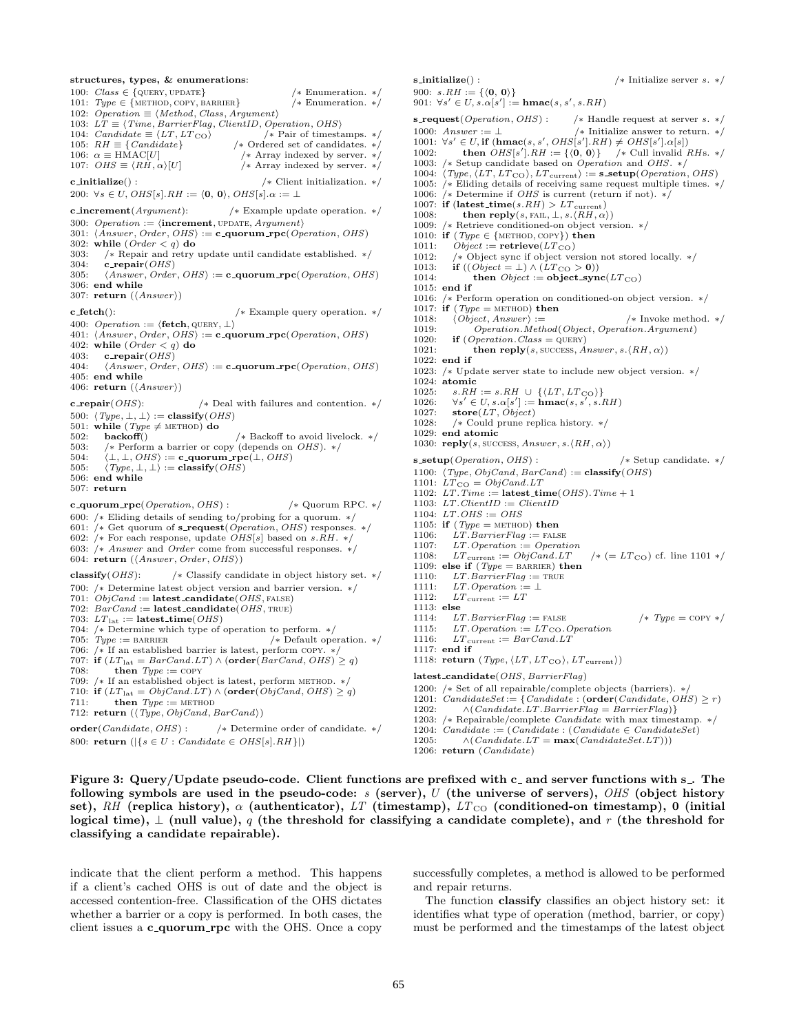```
structures, types, & enumerations:
100: Class ∈ {QUERY, UPDATE}                              /* Enumeration. */
101: Type ∈ {METHOD, COPY, BARRIER}                       /* Enumeration. */
102: Operation ≡ ⟨Method, Class, Argument⟩
103: LT ≡ ⟨Time, BarrierFlag, ClientID, Operation, OHS⟩
104: Candidate ≡ ⟨LT, LT_CO⟩                              /* Pair of timestamps. */
105: RH ≡ {Candidate}                                     /* Ordered set of candidates. */
106: α ≡ HMAC[U]                                          /* Array indexed by server. */
107: OHS ≡ ⟨RH, α⟩[U]                                     /* Array indexed by server. */

c_initialize() :                                          /* Client initialization. */
200: ∀s ∈ U, OHS[s].RH := ⟨0, 0⟩, OHS[s].α := ⊥

c_increment(Argument):                                    /* Example update operation. */
300: Operation := ⟨increment, UPDATE, Argument⟩
301: ⟨Answer, Order, OHS⟩ := c_quorum_rpc(Operation, OHS)
302: while (Order < q) do
303:    /* Repair and retry update until candidate established. */
304:    c_repair(OHS)
305:    ⟨Answer, Order, OHS⟩ := c_quorum_rpc(Operation, OHS)
306: end while
307: return (⟨Answer⟩)

c_fetch():                                                /* Example query operation. */
400: Operation := ⟨fetch, QUERY, ⊥⟩
401: ⟨Answer, Order, OHS⟩ := c_quorum_rpc(Operation, OHS)
402: while (Order < q) do
403:    c_repair(OHS)
404:    ⟨Answer, Order, OHS⟩ := c_quorum_rpc(Operation, OHS)
405: end while
406: return (⟨Answer⟩)

c_repair(OHS):                                            /* Deal with failures and contention. */
500: ⟨Type, ⊥, ⊥⟩ := classify(OHS)
501: while (Type ≠ METHOD) do
502:    backoff()                                         /* Backoff to avoid livelock. */
503:    /* Perform a barrier or copy (depends on OHS). */
504:    ⟨⊥, ⊥, OHS⟩ := c_quorum_rpc(⊥, OHS)
505:    ⟨Type, ⊥, ⊥⟩ := classify(OHS)
506: end while
507: return

c_quorum_rpc(Operation, OHS) :                            /* Quorum RPC. */
600: /* Eliding details of sending to/probing for a quorum. */
601: /* Get quorum of s_request(Operation, OHS) responses. */
602: /* For each response, update OHS[s] based on s.RH. */
603: /* Answer and Order come from successful responses. */
604: return (⟨Answer, Order, OHS⟩)

classify(OHS):                                            /* Classify candidate in object history set. */
700: /* Determine latest object version and barrier version. */
701: ObjCand := latest_candidate(OHS, FALSE)
702: BarCand := latest_candidate(OHS, TRUE)
703: LT_lat := latest_time(OHS)
704: /* Determine which type of operation to perform. */
705: Type := BARRIER                                      /* Default operation. */
706: /* If an established barrier is latest, perform COPY. */
707: if (LT_lat = BarCand.LT) ∧ (order(BarCand, OHS) ≥ q)
708:     then Type := COPY
709: /* If an established object is latest, perform METHOD. */
710: if (LT_lat = ObjCand.LT) ∧ (order(ObjCand, OHS) ≥ q)
711:     then Type := METHOD
712: return (⟨Type, ObjCand, BarCand⟩)

order(Candidate, OHS) :                                   /* Determine order of candidate. */
800: return (|{s ∈ U : Candidate ∈ OHS[s].RH}|)

s_initialize() :                                          /* Initialize server s. */
900: s.RH := {⟨0, 0⟩}
901: ∀s' ∈ U, s.α[s'] := hmac(s, s', s.RH)

s_request(Operation, OHS) :                               /* Handle request at server s. */
1000: Answer := ⊥                                         /* Initialize answer to return. */
1001: ∀s' ∈ U, if (hmac(s, s', OHS[s'].RH) ≠ OHS[s'].α[s])
1002:     then OHS[s'].RH := {⟨0, 0⟩}                     /* Cull invalid RHs. */
1003: /* Setup candidate based on Operation and OHS. */
1004: ⟨Type, ⟨LT, LT_CO⟩, LT_current⟩ := s_setup(Operation, OHS)
1005: /* Eliding details of receiving same request multiple times. */
1006: /* Determine if OHS is current (return if not). */
1007: if (latest_time(s.RH) > LT_current)
1008:     then reply(s, FAIL, ⊥, s.⟨RH, α⟩)
1009: /* Retrieve conditioned-on object version. */
1010: if (Type ∈ {METHOD, COPY}) then
1011:    Object := retrieve(LT_CO)
1012:    /* Object sync if object version not stored locally. */
1013:    if ((Object = ⊥) ∧ (LT_CO > 0))
1014:        then Object := object_sync(LT_CO)
1015: end if
1016: /* Perform operation on conditioned-on object version. */
1017: if (Type = METHOD) then
1018:    ⟨Object, Answer⟩ :=                              /* Invoke method. */
1019:        Operation.Method(Object, Operation.Argument)
1020:    if (Operation.Class = QUERY)
1021:        then reply(s, SUCCESS, Answer, s.⟨RH, α⟩)
1022: end if
1023: /* Update server state to include new object version. */
1024: atomic
1025:    s.RH := s.RH ∪ {⟨LT, LT_CO⟩}
1026:    ∀s' ∈ U, s.α[s'] := hmac(s, s', s.RH)
1027:    store(LT, Object)
1028:    /* Could prune replica history. */
1029: end atomic
1030: reply(s, SUCCESS, Answer, s.⟨RH, α⟩)

s_setup(Operation, OHS) :                                 /* Setup candidate. */
1100: ⟨Type, ObjCand, BarCand⟩ := classify(OHS)
1101: LT_CO = ObjCand.LT
1102: LT.Time := latest_time(OHS).Time + 1
1103: LT.ClientID := ClientID
1104: LT.OHS := OHS
1105: if (Type = METHOD) then
1106:    LT.BarrierFlag := FALSE
1107:    LT.Operation := Operation
1108:    LT_current := ObjCand.LT                          /* (= LT_CO) cf. line 1101 */
1109: else if (Type = BARRIER) then
1110:    LT.BarrierFlag := TRUE
1111:    LT.Operation := ⊥
1112:    LT_current := LT
1113: else
1114:    LT.BarrierFlag := FALSE                           /* Type = COPY */
1115:    LT.Operation := LT_CO.Operation
1116:    LT_current := BarCand.LT
1117: end if
1118: return (Type, ⟨LT, LT_CO⟩, LT_current⟩)

latest_candidate(OHS, BarrierFlag)
1200: /* Set of all repairable/complete objects (barriers). */
1201: CandidateSet := {Candidate : (order(Candidate, OHS) ≥ r)
1202:        ∧(Candidate.LT.BarrierFlag = BarrierFlag)}
1203: /* Repairable/complete Candidate with max timestamp. */
1204: Candidate := (Candidate : (Candidate ∈ CandidateSet)
1205:        ∧(Candidate.LT = max(CandidateSet.LT)))
1206: return (Candidate)
```

**Figure 3: Query/Update pseudo-code. Client functions are prefixed with c_ and server functions with s_. The following symbols are used in the pseudo-code: $s$ (server), $U$ (the universe of servers), $OHS$ (object history set), $RH$ (replica history), $\alpha$ (authenticator), $LT$ (timestamp), $LT_{\text{CO}}$ (conditioned-on timestamp), $\mathbf{0}$ (initial logical time), $\perp$ (null value), $q$ (the threshold for classifying a candidate complete), and $r$ (the threshold for classifying a candidate repairable).**

indicate that the client perform a method. This happens if a client's cached OHS is out of date and the object is accessed contention-free. Classification of the OHS dictates whether a barrier or a copy is performed. In both cases, the client issues a **c_quorum_rpc** with the OHS. Once a copy successfully completes, a method is allowed to be performed and repair returns.

The function **classify** classifies an object history set: it identifies what type of operation (method, barrier, or copy) must be performed and the timestamps of the latest object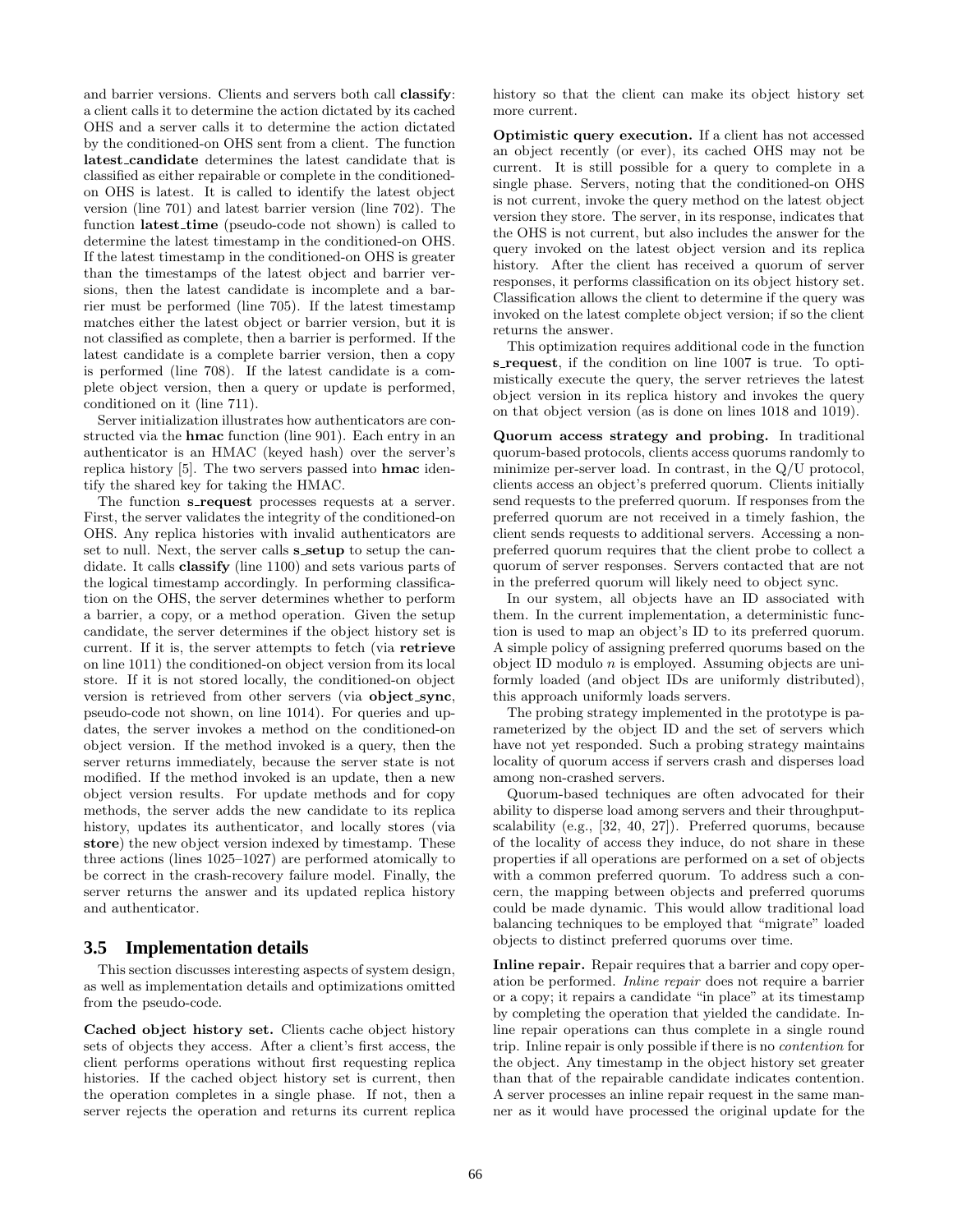and barrier versions. Clients and servers both call **classify**: a client calls it to determine the action dictated by its cached OHS and a server calls it to determine the action dictated by the conditioned-on OHS sent from a client. The function **latest_candidate** determines the latest candidate that is classified as either repairable or complete in the conditioned-on OHS is latest. It is called to identify the latest object version (line 701) and latest barrier version (line 702). The function **latest_time** (pseudo-code not shown) is called to determine the latest timestamp in the conditioned-on OHS. If the latest timestamp in the conditioned-on OHS is greater than the timestamps of the latest object and barrier versions, then the latest candidate is incomplete and a barrier must be performed (line 705). If the latest timestamp matches either the latest object or barrier version, but it is not classified as complete, then a barrier is performed. If the latest candidate is a complete barrier version, then a copy is performed (line 708). If the latest candidate is a complete object version, then a query or update is performed, conditioned on it (line 711).

Server initialization illustrates how authenticators are constructed via the **hmac** function (line 901). Each entry in an authenticator is an HMAC (keyed hash) over the server's replica history [5]. The two servers passed into **hmac** identify the shared key for taking the HMAC.

The function **s_request** processes requests at a server. First, the server validates the integrity of the conditioned-on OHS. Any replica histories with invalid authenticators are set to null. Next, the server calls **s_setup** to setup the candidate. It calls **classify** (line 1100) and sets various parts of the logical timestamp accordingly. In performing classification on the OHS, the server determines whether to perform a barrier, a copy, or a method operation. Given the setup candidate, the server determines if the object history set is current. If it is, the server attempts to fetch (via **retrieve** on line 1011) the conditioned-on object version from its local store. If it is not stored locally, the conditioned-on object version is retrieved from other servers (via **object_sync**, pseudo-code not shown, on line 1014). For queries and updates, the server invokes a method on the conditioned-on object version. If the method invoked is a query, then the server returns immediately, because the server state is not modified. If the method invoked is an update, then a new object version results. For update methods and for copy methods, the server adds the new candidate to its replica history, updates its authenticator, and locally stores (via **store**) the new object version indexed by timestamp. These three actions (lines 1025–1027) are performed atomically to be correct in the crash-recovery failure model. Finally, the server returns the answer and its updated replica history and authenticator.

## 3.5 Implementation details

This section discusses interesting aspects of system design, as well as implementation details and optimizations omitted from the pseudo-code.

**Cached object history set.** Clients cache object history sets of objects they access. After a client's first access, the client performs operations without first requesting replica histories. If the cached object history set is current, then the operation completes in a single phase. If not, then a server rejects the operation and returns its current replica history so that the client can make its object history set more current.

**Optimistic query execution.** If a client has not accessed an object recently (or ever), its cached OHS may not be current. It is still possible for a query to complete in a single phase. Servers, noting that the conditioned-on OHS is not current, invoke the query method on the latest object version they store. The server, in its response, indicates that the OHS is not current, but also includes the answer for the query invoked on the latest object version and its replica history. After the client has received a quorum of server responses, it performs classification on its object history set. Classification allows the client to determine if the query was invoked on the latest complete object version; if so the client returns the answer.

This optimization requires additional code in the function **s_request**, if the condition on line 1007 is true. To optimistically execute the query, the server retrieves the latest object version in its replica history and invokes the query on that object version (as is done on lines 1018 and 1019).

**Quorum access strategy and probing.** In traditional quorum-based protocols, clients access quorums randomly to minimize per-server load. In contrast, in the Q/U protocol, clients access an object's preferred quorum. Clients initially send requests to the preferred quorum. If responses from the preferred quorum are not received in a timely fashion, the client sends requests to additional servers. Accessing a non-preferred quorum requires that the client probe to collect a quorum of server responses. Servers contacted that are not in the preferred quorum will likely need to object sync.

In our system, all objects have an ID associated with them. In the current implementation, a deterministic function is used to map an object's ID to its preferred quorum. A simple policy of assigning preferred quorums based on the object ID modulo $n$ is employed. Assuming objects are uniformly loaded (and object IDs are uniformly distributed), this approach uniformly loads servers.

The probing strategy implemented in the prototype is parameterized by the object ID and the set of servers which have not yet responded. Such a probing strategy maintains locality of quorum access if servers crash and disperses load among non-crashed servers.

Quorum-based techniques are often advocated for their ability to disperse load among servers and their throughput-scalability (e.g., [32, 40, 27]). Preferred quorums, because of the locality of access they induce, do not share in these properties if all operations are performed on a set of objects with a common preferred quorum. To address such a concern, the mapping between objects and preferred quorums could be made dynamic. This would allow traditional load balancing techniques to be employed that "migrate" loaded objects to distinct preferred quorums over time.

**Inline repair.** Repair requires that a barrier and copy operation be performed. *Inline repair* does not require a barrier or a copy; it repairs a candidate "in place" at its timestamp by completing the operation that yielded the candidate. Inline repair operations can thus complete in a single round trip. Inline repair is only possible if there is no *contention* for the object. Any timestamp in the object history set greater than that of the repairable candidate indicates contention. A server processes an inline repair request in the same manner as it would have processed the original update for the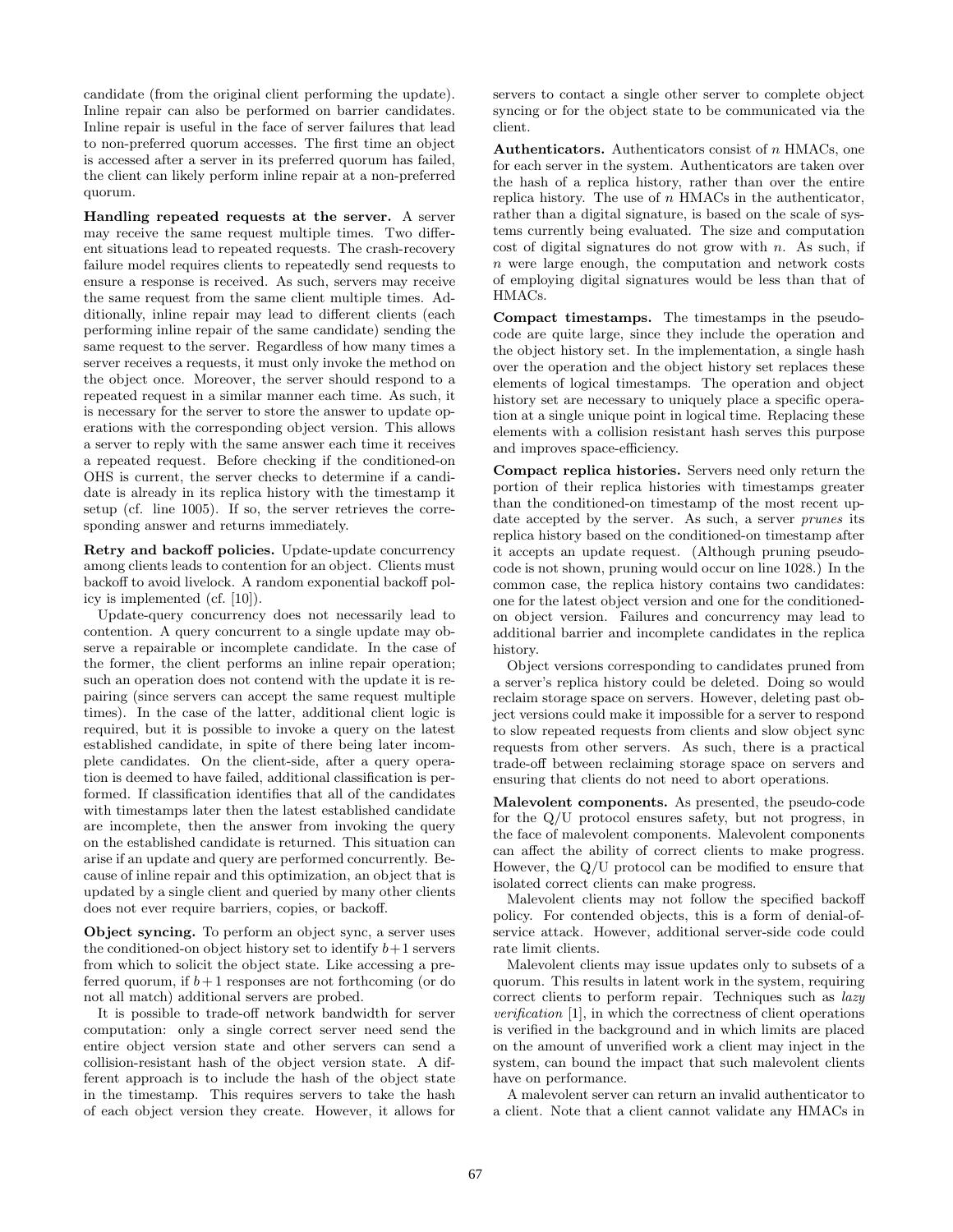candidate (from the original client performing the update). Inline repair can also be performed on barrier candidates. Inline repair is useful in the face of server failures that lead to non-preferred quorum accesses. The first time an object is accessed after a server in its preferred quorum has failed, the client can likely perform inline repair at a non-preferred quorum.

**Handling repeated requests at the server.** A server may receive the same request multiple times. Two different situations lead to repeated requests. The crash-recovery failure model requires clients to repeatedly send requests to ensure a response is received. As such, servers may receive the same request from the same client multiple times. Additionally, inline repair may lead to different clients (each performing inline repair of the same candidate) sending the same request to the server. Regardless of how many times a server receives a requests, it must only invoke the method on the object once. Moreover, the server should respond to a repeated request in a similar manner each time. As such, it is necessary for the server to store the answer to update operations with the corresponding object version. This allows a server to reply with the same answer each time it receives a repeated request. Before checking if the conditioned-on OHS is current, the server checks to determine if a candidate is already in its replica history with the timestamp it setup (cf. line 1005). If so, the server retrieves the corresponding answer and returns immediately.

**Retry and backoff policies.** Update-update concurrency among clients leads to contention for an object. Clients must backoff to avoid livelock. A random exponential backoff policy is implemented (cf. [10]).

Update-query concurrency does not necessarily lead to contention. A query concurrent to a single update may observe a repairable or incomplete candidate. In the case of the former, the client performs an inline repair operation; such an operation does not contend with the update it is repairing (since servers can accept the same request multiple times). In the case of the latter, additional client logic is required, but it is possible to invoke a query on the latest established candidate, in spite of there being later incomplete candidates. On the client-side, after a query operation is deemed to have failed, additional classification is performed. If classification identifies that all of the candidates with timestamps later then the latest established candidate are incomplete, then the answer from invoking the query on the established candidate is returned. This situation can arise if an update and query are performed concurrently. Because of inline repair and this optimization, an object that is updated by a single client and queried by many other clients does not ever require barriers, copies, or backoff.

**Object syncing.** To perform an object sync, a server uses the conditioned-on object history set to identify $b+1$ servers from which to solicit the object state. Like accessing a preferred quorum, if $b+1$ responses are not forthcoming (or do not all match) additional servers are probed.

It is possible to trade-off network bandwidth for server computation: only a single correct server need send the entire object version state and other servers can send a collision-resistant hash of the object version state. A different approach is to include the hash of the object state in the timestamp. This requires servers to take the hash of each object version they create. However, it allows for servers to contact a single other server to complete object syncing or for the object state to be communicated via the client.

**Authenticators.** Authenticators consist of $n$ HMACs, one for each server in the system. Authenticators are taken over the hash of a replica history, rather than over the entire replica history. The use of $n$ HMACs in the authenticator, rather than a digital signature, is based on the scale of systems currently being evaluated. The size and computation cost of digital signatures do not grow with $n$. As such, if $n$ were large enough, the computation and network costs of employing digital signatures would be less than that of HMACs.

**Compact timestamps.** The timestamps in the pseudocode are quite large, since they include the operation and the object history set. In the implementation, a single hash over the operation and the object history set replaces these elements of logical timestamps. The operation and object history set are necessary to uniquely place a specific operation at a single unique point in logical time. Replacing these elements with a collision resistant hash serves this purpose and improves space-efficiency.

**Compact replica histories.** Servers need only return the portion of their replica histories with timestamps greater than the conditioned-on timestamp of the most recent update accepted by the server. As such, a server *prunes* its replica history based on the conditioned-on timestamp after it accepts an update request. (Although pruning pseudocode is not shown, pruning would occur on line 1028.) In the common case, the replica history contains two candidates: one for the latest object version and one for the conditioned-on object version. Failures and concurrency may lead to additional barrier and incomplete candidates in the replica history.

Object versions corresponding to candidates pruned from a server's replica history could be deleted. Doing so would reclaim storage space on servers. However, deleting past object versions could make it impossible for a server to respond to slow repeated requests from clients and slow object sync requests from other servers. As such, there is a practical trade-off between reclaiming storage space on servers and ensuring that clients do not need to abort operations.

**Malevolent components.** As presented, the pseudo-code for the Q/U protocol ensures safety, but not progress, in the face of malevolent components. Malevolent components can affect the ability of correct clients to make progress. However, the Q/U protocol can be modified to ensure that isolated correct clients can make progress.

Malevolent clients may not follow the specified backoff policy. For contended objects, this is a form of denial-of-service attack. However, additional server-side code could rate limit clients.

Malevolent clients may issue updates only to subsets of a quorum. This results in latent work in the system, requiring correct clients to perform repair. Techniques such as *lazy verification* [1], in which the correctness of client operations is verified in the background and in which limits are placed on the amount of unverified work a client may inject in the system, can bound the impact that such malevolent clients have on performance.

A malevolent server can return an invalid authenticator to a client. Note that a client cannot validate any HMACs in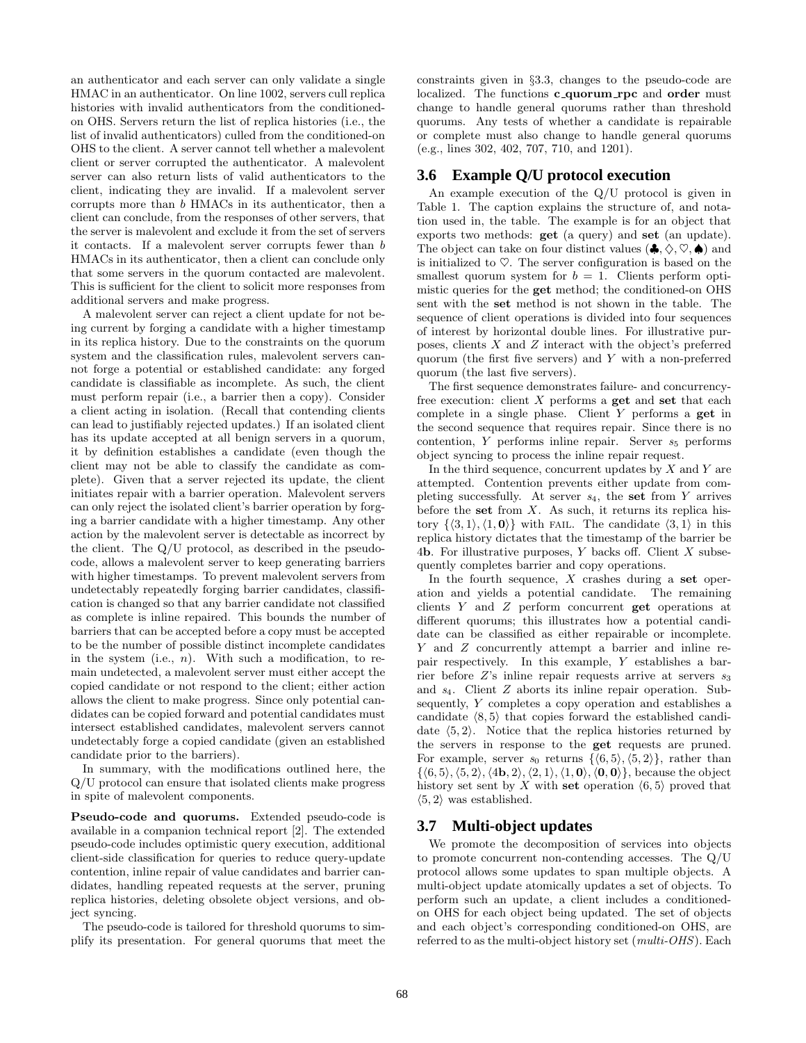an authenticator and each server can only validate a single HMAC in an authenticator. On line 1002, servers cull replica histories with invalid authenticators from the conditioned-on OHS. Servers return the list of replica histories (i.e., the list of invalid authenticators) culled from the conditioned-on OHS to the client. A server cannot tell whether a malevolent client or server corrupted the authenticator. A malevolent server can also return lists of valid authenticators to the client, indicating they are invalid. If a malevolent server corrupts more than $b$ HMACs in its authenticator, then a client can conclude, from the responses of other servers, that the server is malevolent and exclude it from the set of servers it contacts. If a malevolent server corrupts fewer than $b$ HMACs in its authenticator, then a client can conclude only that some servers in the quorum contacted are malevolent. This is sufficient for the client to solicit more responses from additional servers and make progress.

A malevolent server can reject a client update for not being current by forging a candidate with a higher timestamp in its replica history. Due to the constraints on the quorum system and the classification rules, malevolent servers cannot forge a potential or established candidate: any forged candidate is classifiable as incomplete. As such, the client must perform repair (i.e., a barrier then a copy). Consider a client acting in isolation. (Recall that contending clients can lead to justifiably rejected updates.) If an isolated client has its update accepted at all benign servers in a quorum, it by definition establishes a candidate (even though the client may not be able to classify the candidate as complete). Given that a server rejected its update, the client initiates repair with a barrier operation. Malevolent servers can only reject the isolated client's barrier operation by forging a barrier candidate with a higher timestamp. Any other action by the malevolent server is detectable as incorrect by the client. The Q/U protocol, as described in the pseudo-code, allows a malevolent server to keep generating barriers with higher timestamps. To prevent malevolent servers from undetectably repeatedly forging barrier candidates, classification is changed so that any barrier candidate not classified as complete is inline repaired. This bounds the number of barriers that can be accepted before a copy must be accepted to be the number of possible distinct incomplete candidates in the system (i.e., $n$). With such a modification, to remain undetected, a malevolent server must either accept the copied candidate or not respond to the client; either action allows the client to make progress. Since only potential candidates can be copied forward and potential candidates must intersect established candidates, malevolent servers cannot undetectably forge a copied candidate (given an established candidate prior to the barriers).

In summary, with the modifications outlined here, the Q/U protocol can ensure that isolated clients make progress in spite of malevolent components.

**Pseudo-code and quorums.** Extended pseudo-code is available in a companion technical report [2]. The extended pseudo-code includes optimistic query execution, additional client-side classification for queries to reduce query-update contention, inline repair of value candidates and barrier candidates, handling repeated requests at the server, pruning replica histories, deleting obsolete object versions, and object syncing.

The pseudo-code is tailored for threshold quorums to simplify its presentation. For general quorums that meet the constraints given in §3.3, changes to the pseudo-code are localized. The functions **c_quorum_rpc** and **order** must change to handle general quorums rather than threshold quorums. Any tests of whether a candidate is repairable or complete must also change to handle general quorums (e.g., lines 302, 402, 707, 710, and 1201).

### 3.6 Example Q/U protocol execution

An example execution of the Q/U protocol is given in Table 1. The caption explains the structure of, and notation used in, the table. The example is for an object that exports two methods: **get** (a query) and **set** (an update). The object can take on four distinct values ($\clubsuit, \diamondsuit, \heartsuit, \spadesuit$) and is initialized to $\heartsuit$. The server configuration is based on the smallest quorum system for $b = 1$. Clients perform optimistic queries for the **get** method; the conditioned-on OHS sent with the **set** method is not shown in the table. The sequence of client operations is divided into four sequences of interest by horizontal double lines. For illustrative purposes, clients $X$ and $Z$ interact with the object's preferred quorum (the first five servers) and $Y$ with a non-preferred quorum (the last five servers).

The first sequence demonstrates failure- and concurrency-free execution: client $X$ performs a **get** and **set** that each complete in a single phase. Client $Y$ performs a **get** in the second sequence that requires repair. Since there is no contention, $Y$ performs inline repair. Server $s_5$ performs object syncing to process the inline repair request.

In the third sequence, concurrent updates by $X$ and $Y$ are attempted. Contention prevents either update from completing successfully. At server $s_4$, the **set** from $Y$ arrives before the **set** from $X$. As such, it returns its replica history $\{\langle 3, 1\rangle, \langle 1, \mathbf{0}\rangle\}$ with FAIL. The candidate $\langle 3, 1\rangle$ in this replica history dictates that the timestamp of the barrier be $4\mathbf{b}$. For illustrative purposes, $Y$ backs off. Client $X$ subsequently completes barrier and copy operations.

In the fourth sequence, $X$ crashes during a **set** operation and yields a potential candidate. The remaining clients $Y$ and $Z$ perform concurrent **get** operations at different quorums; this illustrates how a potential candidate can be classified as either repairable or incomplete. $Y$ and $Z$ concurrently attempt a barrier and inline repair respectively. In this example, $Y$ establishes a barrier before $Z$'s inline repair requests arrive at servers $s_3$ and $s_4$. Client $Z$ aborts its inline repair operation. Subsequently, $Y$ completes a copy operation and establishes a candidate $\langle 8, 5\rangle$ that copies forward the established candidate $\langle 5, 2\rangle$. Notice that the replica histories returned by the servers in response to the **get** requests are pruned. For example, server $s_0$ returns $\{\langle 6, 5\rangle, \langle 5, 2\rangle\}$, rather than $\{\langle 6, 5\rangle, \langle 5, 2\rangle, \langle 4\mathbf{b}, 2\rangle, \langle 2, 1\rangle, \langle 1, \mathbf{0}\rangle, \langle \mathbf{0}, \mathbf{0}\rangle\}$, because the object history set sent by $X$ with **set** operation $\langle 6, 5\rangle$ proved that $\langle 5, 2\rangle$ was established.

### 3.7 Multi-object updates

We promote the decomposition of services into objects to promote concurrent non-contending accesses. The Q/U protocol allows some updates to span multiple objects. A multi-object update atomically updates a set of objects. To perform such an update, a client includes a conditioned-on OHS for each object being updated. The set of objects and each object's corresponding conditioned-on OHS, are referred to as the multi-object history set (*multi-OHS*). Each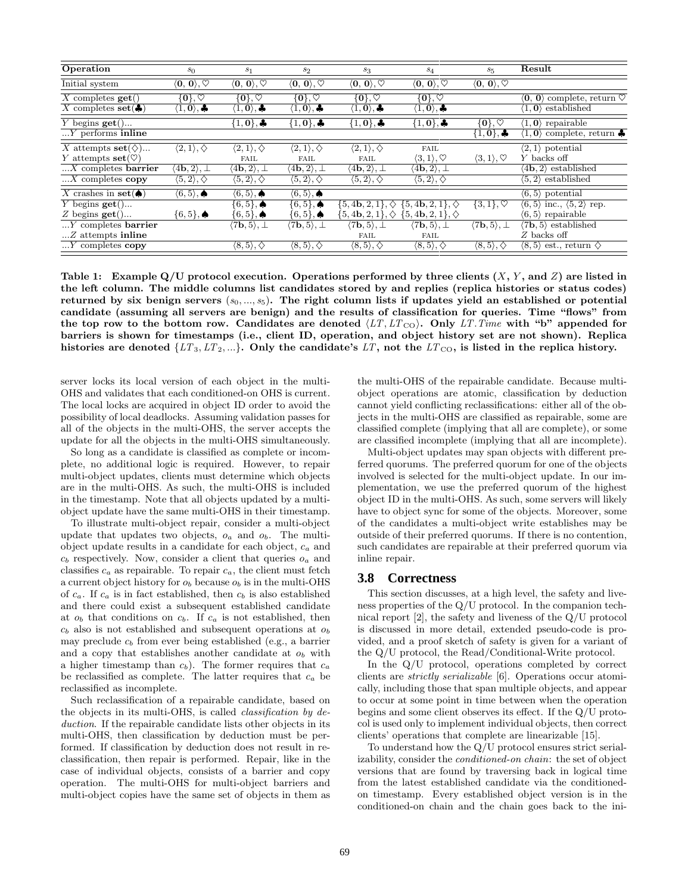| Operation | $s_0$ | $s_1$ | $s_2$ | $s_3$ | $s_4$ | $s_5$ | Result |
|---|---|---|---|---|---|---|---|
| Initial system | $\langle \mathbf{0}, \mathbf{0}\rangle, \heartsuit$ | $\langle \mathbf{0}, \mathbf{0}\rangle, \heartsuit$ | $\langle \mathbf{0}, \mathbf{0}\rangle, \heartsuit$ | $\langle \mathbf{0}, \mathbf{0}\rangle, \heartsuit$ | $\langle \mathbf{0}, \mathbf{0}\rangle, \heartsuit$ | $\langle \mathbf{0}, \mathbf{0}\rangle, \heartsuit$ | |
| $X$ completes **get**() | $\{\mathbf{0}\}, \heartsuit$ | $\{\mathbf{0}\}, \heartsuit$ | $\{\mathbf{0}\}, \heartsuit$ | $\{\mathbf{0}\}, \heartsuit$ | $\{\mathbf{0}\}, \heartsuit$ | | $\langle \mathbf{0}, \mathbf{0}\rangle$ complete, return $\heartsuit$ |
| $X$ completes **set**($\clubsuit$) | $\langle 1, \mathbf{0}\rangle, \clubsuit$ | $\langle 1, \mathbf{0}\rangle, \clubsuit$ | $\langle 1, \mathbf{0}\rangle, \clubsuit$ | $\langle 1, \mathbf{0}\rangle, \clubsuit$ | $\langle 1, \mathbf{0}\rangle, \clubsuit$ | | $\langle 1, \mathbf{0}\rangle$ established |
| $Y$ begins **get**()... | | $\{1, \mathbf{0}\}, \clubsuit$ | $\{1, \mathbf{0}\}, \clubsuit$ | $\{1, \mathbf{0}\}, \clubsuit$ | $\{1, \mathbf{0}\}, \clubsuit$ | $\{\mathbf{0}\}, \heartsuit$ | $\langle 1, \mathbf{0}\rangle$ repairable |
| ...$Y$ performs **inline** | | | | | | $\{1, \mathbf{0}\}, \clubsuit$ | $\langle 1, \mathbf{0}\rangle$ complete, return $\clubsuit$ |
| $X$ attempts **set**($\diamondsuit$)... | $\langle 2, 1\rangle, \diamondsuit$ | $\langle 2, 1\rangle, \diamondsuit$ | $\langle 2, 1\rangle, \diamondsuit$ | $\langle 2, 1\rangle, \diamondsuit$ | FAIL | | $\langle 2, 1\rangle$ potential |
| $Y$ attempts **set**($\heartsuit$) | | FAIL | FAIL | FAIL | $\langle 3, 1\rangle, \heartsuit$ | $\langle 3, 1\rangle, \heartsuit$ | $Y$ backs off |
| ...$X$ completes **barrier** | $\langle 4\mathbf{b}, 2\rangle, \bot$ | $\langle 4\mathbf{b}, 2\rangle, \bot$ | $\langle 4\mathbf{b}, 2\rangle, \bot$ | $\langle 4\mathbf{b}, 2\rangle, \bot$ | $\langle 4\mathbf{b}, 2\rangle, \bot$ | | $\langle 4\mathbf{b}, 2\rangle$ established |
| ...$X$ completes **copy** | $\langle 5, 2\rangle, \diamondsuit$ | $\langle 5, 2\rangle, \diamondsuit$ | $\langle 5, 2\rangle, \diamondsuit$ | $\langle 5, 2\rangle, \diamondsuit$ | $\langle 5, 2\rangle, \diamondsuit$ | | $\langle 5, 2\rangle$ established |
| $X$ crashes in **set**($\spadesuit$) | $\langle 6, 5\rangle, \spadesuit$ | $\langle 6, 5\rangle, \spadesuit$ | $\langle 6, 5\rangle, \spadesuit$ | | | | $\langle 6, 5\rangle$ potential |
| $Y$ begins **get**()... | | $\{6, 5\}, \spadesuit$ | $\{6, 5\}, \spadesuit$ | $\{5, 4\mathbf{b}, 2, 1\}, \diamondsuit$ | $\{5, 4\mathbf{b}, 2, 1\}, \diamondsuit$ | $\{3, 1\}, \heartsuit$ | $\langle 6, 5\rangle$ inc., $\langle 5, 2\rangle$ rep. |
| $Z$ begins **get**()... | $\{6, 5\}, \spadesuit$ | $\{6, 5\}, \spadesuit$ | $\{6, 5\}, \spadesuit$ | $\{5, 4\mathbf{b}, 2, 1\}, \diamondsuit$ | $\{5, 4\mathbf{b}, 2, 1\}, \diamondsuit$ | | $\langle 6, 5\rangle$ repairable |
| ...$Y$ completes **barrier** | | $\langle 7\mathbf{b}, 5\rangle, \bot$ | $\langle 7\mathbf{b}, 5\rangle, \bot$ | $\langle 7\mathbf{b}, 5\rangle, \bot$ | $\langle 7\mathbf{b}, 5\rangle, \bot$ | $\langle 7\mathbf{b}, 5\rangle, \bot$ | $\langle 7\mathbf{b}, 5\rangle$ established |
| ...$Z$ attempts **inline** | | | | FAIL | FAIL | | $Z$ backs off |
| ...$Y$ completes **copy** | | $\langle 8, 5\rangle, \diamondsuit$ | $\langle 8, 5\rangle, \diamondsuit$ | $\langle 8, 5\rangle, \diamondsuit$ | $\langle 8, 5\rangle, \diamondsuit$ | $\langle 8, 5\rangle, \diamondsuit$ | $\langle 8, 5\rangle$ est., return $\diamondsuit$ |

**Table 1: Example Q/U protocol execution. Operations performed by three clients ($X$, $Y$, and $Z$) are listed in the left column. The middle columns list candidates stored by and replies (replica histories or status codes) returned by six benign servers ($s_0, ..., s_5$). The right column lists if updates yield an established or potential candidate (assuming all servers are benign) and the results of classification for queries. Time "flows" from the top row to the bottom row. Candidates are denoted $\langle LT, LT_{\text{CO}}\rangle$. Only $LT.Time$ with "b" appended for barriers is shown for timestamps (i.e., client ID, operation, and object history set are not shown). Replica histories are denoted $\{LT_3, LT_2, ...\}$. Only the candidate's $LT$, not the $LT_{\text{CO}}$, is listed in the replica history.**

server locks its local version of each object in the multi-OHS and validates that each conditioned-on OHS is current. The local locks are acquired in object ID order to avoid the possibility of local deadlocks. Assuming validation passes for all of the objects in the multi-OHS, the server accepts the update for all the objects in the multi-OHS simultaneously.

So long as a candidate is classified as complete or incomplete, no additional logic is required. However, to repair multi-object updates, clients must determine which objects are in the multi-OHS. As such, the multi-OHS is included in the timestamp. Note that all objects updated by a multi-object update have the same multi-OHS in their timestamp.

To illustrate multi-object repair, consider a multi-object update that updates two objects, $o_a$ and $o_b$. The multi-object update results in a candidate for each object, $c_a$ and $c_b$ respectively. Now, consider a client that queries $o_a$ and classifies $c_a$ as repairable. To repair $c_a$, the client must fetch a current object history for $o_b$ because $o_b$ is in the multi-OHS of $c_a$. If $c_a$ is in fact established, then $c_b$ is also established and there could exist a subsequent established candidate at $o_b$ that conditions on $c_b$. If $c_a$ is not established, then $c_b$ also is not established and subsequent operations at $o_b$ may preclude $c_b$ from ever being established (e.g., a barrier and a copy that establishes another candidate at $o_b$ with a higher timestamp than $c_b$). The former requires that $c_a$ be reclassified as complete. The latter requires that $c_a$ be reclassified as incomplete.

Such reclassification of a repairable candidate, based on the objects in its multi-OHS, is called *classification by deduction*. If the repairable candidate lists other objects in its multi-OHS, then classification by deduction must be performed. If classification by deduction does not result in reclassification, then repair is performed. Repair, like in the case of individual objects, consists of a barrier and copy operation. The multi-OHS for multi-object barriers and multi-object copies have the same set of objects in them as the multi-OHS of the repairable candidate. Because multi-object operations are atomic, classification by deduction cannot yield conflicting reclassifications: either all of the objects in the multi-OHS are classified as repairable, some are classified complete (implying that all are complete), or some are classified incomplete (implying that all are incomplete).

Multi-object updates may span objects with different preferred quorums. The preferred quorum for one of the objects involved is selected for the multi-object update. In our implementation, we use the preferred quorum of the highest object ID in the multi-OHS. As such, some servers will likely have to object sync for some of the objects. Moreover, some of the candidates a multi-object write establishes may be outside of their preferred quorums. If there is no contention, such candidates are repairable at their preferred quorum via inline repair.

## 3.8 Correctness

This section discusses, at a high level, the safety and liveness properties of the Q/U protocol. In the companion technical report [2], the safety and liveness of the Q/U protocol is discussed in more detail, extended pseudo-code is provided, and a proof sketch of safety is given for a variant of the Q/U protocol, the Read/Conditional-Write protocol.

In the Q/U protocol, operations completed by correct clients are *strictly serializable* [6]. Operations occur atomically, including those that span multiple objects, and appear to occur at some point in time between when the operation begins and some client observes its effect. If the Q/U protocol is used only to implement individual objects, then correct clients' operations that complete are linearizable [15].

To understand how the Q/U protocol ensures strict serializability, consider the *conditioned-on chain*: the set of object versions that are found by traversing back in logical time from the latest established candidate via the conditioned-on timestamp. Every established object version is in the conditioned-on chain and the chain goes back to the ini-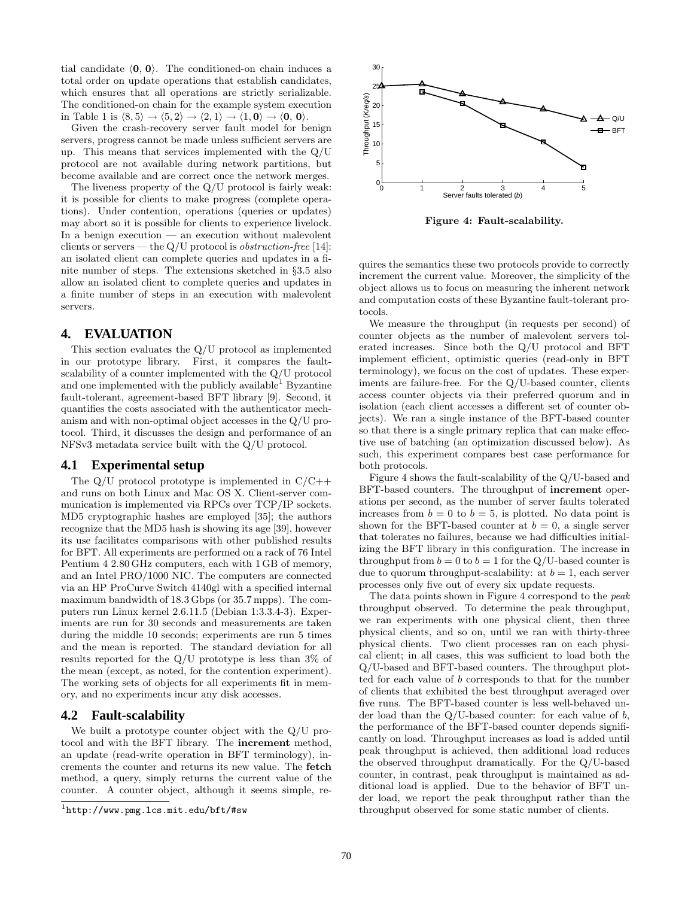tial candidate $\langle \mathbf{0}, \mathbf{0} \rangle$. The conditioned-on chain induces a total order on update operations that establish candidates, which ensures that all operations are strictly serializable. The conditioned-on chain for the example system execution in Table 1 is $\langle 8, 5\rangle \rightarrow \langle 5, 2\rangle \rightarrow \langle 2, 1\rangle \rightarrow \langle 1, \mathbf{0}\rangle \rightarrow \langle \mathbf{0}, \mathbf{0}\rangle$.

Given the crash-recovery server fault model for benign servers, progress cannot be made unless sufficient servers are up. This means that services implemented with the Q/U protocol are not available during network partitions, but become available and are correct once the network merges.

The liveness property of the Q/U protocol is fairly weak: it is possible for clients to make progress (complete operations). Under contention, operations (queries or updates) may abort so it is possible for clients to experience livelock. In a benign execution — an execution without malevolent clients or servers — the Q/U protocol is *obstruction-free* [14]: an isolated client can complete queries and updates in a finite number of steps. The extensions sketched in §3.5 also allow an isolated client to complete queries and updates in a finite number of steps in an execution with malevolent servers.

## 4. EVALUATION

This section evaluates the Q/U protocol as implemented in our prototype library. First, it compares the fault-scalability of a counter implemented with the Q/U protocol and one implemented with the publicly available[1] Byzantine fault-tolerant, agreement-based BFT library [9]. Second, it quantifies the costs associated with the authenticator mechanism and with non-optimal object accesses in the Q/U protocol. Third, it discusses the design and performance of an NFSv3 metadata service built with the Q/U protocol.

### 4.1 Experimental setup

The Q/U protocol prototype is implemented in C/C++ and runs on both Linux and Mac OS X. Client-server communication is implemented via RPCs over TCP/IP sockets. MD5 cryptographic hashes are employed [35]; the authors recognize that the MD5 hash is showing its age [39], however its use facilitates comparisons with other published results for BFT. All experiments are performed on a rack of 76 Intel Pentium 4 2.80 GHz computers, each with 1 GB of memory, and an Intel PRO/1000 NIC. The computers are connected via an HP ProCurve Switch 4140gl with a specified internal maximum bandwidth of 18.3 Gbps (or 35.7 mpps). The computers run Linux kernel 2.6.11.5 (Debian 1:3.3.4-3). Experiments are run for 30 seconds and measurements are taken during the middle 10 seconds; experiments are run 5 times and the mean is reported. The standard deviation for all results reported for the Q/U prototype is less than 3% of the mean (except, as noted, for the contention experiment). The working sets of objects for all experiments fit in memory, and no experiments incur any disk accesses.

### 4.2 Fault-scalability

We built a prototype counter object with the Q/U protocol and with the BFT library. The **increment** method, an update (read-write operation in BFT terminology), increments the counter and returns its new value. The **fetch** method, a query, simply returns the current value of the counter. A counter object, although it seems simple, requires the semantics these two protocols provide to correctly increment the current value. Moreover, the simplicity of the object allows us to focus on measuring the inherent network and computation costs of these Byzantine fault-tolerant protocols.

[1] http://www.pmg.lcs.mit.edu/bft/#sw

**Figure 4: Fault-scalability.**

We measure the throughput (in requests per second) of counter objects as the number of malevolent servers tolerated increases. Since both the Q/U protocol and BFT implement efficient, optimistic queries (read-only in BFT terminology), we focus on the cost of updates. These experiments are failure-free. For the Q/U-based counter, clients access counter objects via their preferred quorum and in isolation (each client accesses a different set of counter objects). We ran a single instance of the BFT-based counter so that there is a single primary replica that can make effective use of batching (an optimization discussed below). As such, this experiment compares best case performance for both protocols.

Figure 4 shows the fault-scalability of the Q/U-based and BFT-based counters. The throughput of **increment** operations per second, as the number of server faults tolerated increases from $b = 0$ to $b = 5$, is plotted. No data point is shown for the BFT-based counter at $b = 0$, a single server that tolerates no failures, because we had difficulties initializing the BFT library in this configuration. The increase in throughput from $b = 0$ to $b = 1$ for the Q/U-based counter is due to quorum throughput-scalability: at $b = 1$, each server processes only five out of every six update requests.

The data points shown in Figure 4 correspond to the *peak* throughput observed. To determine the peak throughput, we ran experiments with one physical client, then three physical clients, and so on, until we ran with thirty-three physical clients. Two client processes ran on each physical client; in all cases, this was sufficient to load both the Q/U-based and BFT-based counters. The throughput plotted for each value of $b$ corresponds to that for the number of clients that exhibited the best throughput averaged over five runs. The BFT-based counter is less well-behaved under load than the Q/U-based counter: for each value of $b$, the performance of the BFT-based counter depends significantly on load. Throughput increases as load is added until peak throughput is achieved, then additional load reduces the observed throughput dramatically. For the Q/U-based counter, in contrast, peak throughput is maintained as additional load is applied. Due to the behavior of BFT under load, we report the peak throughput rather than the throughput observed for some static number of clients.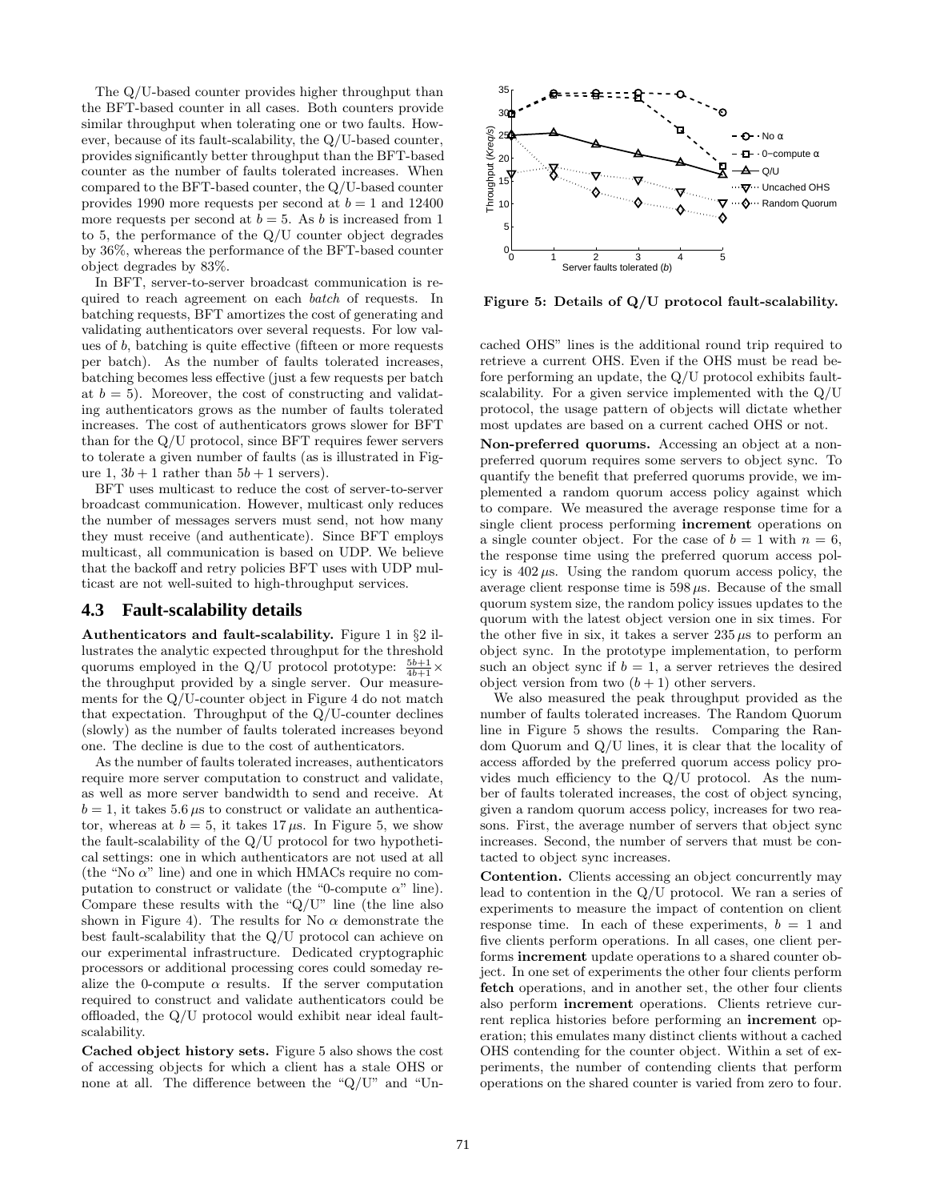The Q/U-based counter provides higher throughput than the BFT-based counter in all cases. Both counters provide similar throughput when tolerating one or two faults. However, because of its fault-scalability, the Q/U-based counter, provides significantly better throughput than the BFT-based counter as the number of faults tolerated increases. When compared to the BFT-based counter, the Q/U-based counter provides 1990 more requests per second at $b = 1$ and 12400 more requests per second at $b = 5$. As $b$ is increased from 1 to 5, the performance of the Q/U counter object degrades by 36%, whereas the performance of the BFT-based counter object degrades by 83%.

In BFT, server-to-server broadcast communication is required to reach agreement on each *batch* of requests. In batching requests, BFT amortizes the cost of generating and validating authenticators over several requests. For low values of $b$, batching is quite effective (fifteen or more requests per batch). As the number of faults tolerated increases, batching becomes less effective (just a few requests per batch at $b = 5$). Moreover, the cost of constructing and validating authenticators grows as the number of faults tolerated increases. The cost of authenticators grows slower for BFT than for the Q/U protocol, since BFT requires fewer servers to tolerate a given number of faults (as is illustrated in Figure 1, $3b + 1$ rather than $5b + 1$ servers).

BFT uses multicast to reduce the cost of server-to-server broadcast communication. However, multicast only reduces the number of messages servers must send, not how many they must receive (and authenticate). Since BFT employs multicast, all communication is based on UDP. We believe that the backoff and retry policies BFT uses with UDP multicast are not well-suited to high-throughput services.

## 4.3 Fault-scalability details

**Authenticators and fault-scalability.** Figure 1 in §2 illustrates the analytic expected throughput for the threshold quorums employed in the Q/U protocol prototype: $\frac{5b+1}{4b+1} \times$ the throughput provided by a single server. Our measurements for the Q/U-counter object in Figure 4 do not match that expectation. Throughput of the Q/U-counter declines (slowly) as the number of faults tolerated increases beyond one. The decline is due to the cost of authenticators.

As the number of faults tolerated increases, authenticators require more server computation to construct and validate, as well as more server bandwidth to send and receive. At $b = 1$, it takes $5.6\,\mu$s to construct or validate an authenticator, whereas at $b = 5$, it takes $17\,\mu$s. In Figure 5, we show the fault-scalability of the Q/U protocol for two hypothetical settings: one in which authenticators are not used at all (the "No $\alpha$" line) and one in which HMACs require no computation to construct or validate (the "0-compute $\alpha$" line). Compare these results with the "Q/U" line (the line also shown in Figure 4). The results for No $\alpha$ demonstrate the best fault-scalability that the Q/U protocol can achieve on our experimental infrastructure. Dedicated cryptographic processors or additional processing cores could someday realize the 0-compute $\alpha$ results. If the server computation required to construct and validate authenticators could be offloaded, the Q/U protocol would exhibit near ideal fault-scalability.

**Cached object history sets.** Figure 5 also shows the cost of accessing objects for which a client has a stale OHS or none at all. The difference between the "Q/U" and "Uncached OHS" lines is the additional round trip required to retrieve a current OHS. Even if the OHS must be read before performing an update, the Q/U protocol exhibits fault-scalability. For a given service implemented with the Q/U protocol, the usage pattern of objects will dictate whether most updates are based on a current cached OHS or not.

**Figure 5: Details of Q/U protocol fault-scalability.**

**Non-preferred quorums.** Accessing an object at a non-preferred quorum requires some servers to object sync. To quantify the benefit that preferred quorums provide, we implemented a random quorum access policy against which to compare. We measured the average response time for a single client process performing **increment** operations on a single counter object. For the case of $b = 1$ with $n = 6$, the response time using the preferred quorum access policy is $402\,\mu$s. Using the random quorum access policy, the average client response time is $598\,\mu$s. Because of the small quorum system size, the random policy issues updates to the quorum with the latest object version one in six times. For the other five in six, it takes a server $235\,\mu$s to perform an object sync. In the prototype implementation, to perform such an object sync if $b = 1$, a server retrieves the desired object version from two $(b + 1)$ other servers.

We also measured the peak throughput provided as the number of faults tolerated increases. The Random Quorum line in Figure 5 shows the results. Comparing the Random Quorum and Q/U lines, it is clear that the locality of access afforded by the preferred quorum access policy provides much efficiency to the Q/U protocol. As the number of faults tolerated increases, the cost of object syncing, given a random quorum access policy, increases for two reasons. First, the average number of servers that object sync increases. Second, the number of servers that must be contacted to object sync increases.

**Contention.** Clients accessing an object concurrently may lead to contention in the Q/U protocol. We ran a series of experiments to measure the impact of contention on client response time. In each of these experiments, $b = 1$ and five clients perform operations. In all cases, one client performs **increment** update operations to a shared counter object. In one set of experiments the other four clients perform **fetch** operations, and in another set, the other four clients also perform **increment** operations. Clients retrieve current replica histories before performing an **increment** operation; this emulates many distinct clients without a cached OHS contending for the counter object. Within a set of experiments, the number of contending clients that perform operations on the shared counter is varied from zero to four.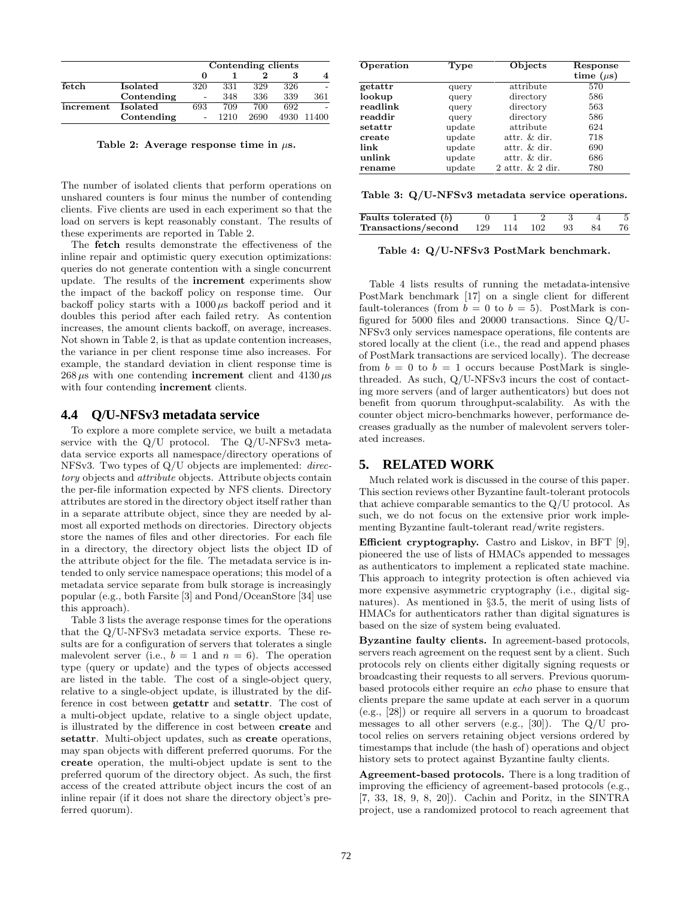|  |  | Contending clients |  |  |  |  |
|---|---|---|---|---|---|---|
|  |  | **0** | **1** | **2** | **3** | **4** |
| **fetch** | **Isolated** | 320 | 331 | 329 | 326 | - |
|  | **Contending** | - | 348 | 336 | 339 | 361 |
| **increment** | **Isolated** | 693 | 709 | 700 | 692 | - |
|  | **Contending** | - | 1210 | 2690 | 4930 | 11400 |

**Table 2: Average response time in $\mu$s.**

The number of isolated clients that perform operations on unshared counters is four minus the number of contending clients. Five clients are used in each experiment so that the load on servers is kept reasonably constant. The results of these experiments are reported in Table 2.

The **fetch** results demonstrate the effectiveness of the inline repair and optimistic query execution optimizations: queries do not generate contention with a single concurrent update. The results of the **increment** experiments show the impact of the backoff policy on response time. Our backoff policy starts with a $1000\,\mu$s backoff period and it doubles this period after each failed retry. As contention increases, the amount clients backoff, on average, increases. Not shown in Table 2, is that as update contention increases, the variance in per client response time also increases. For example, the standard deviation in client response time is $268\,\mu$s with one contending **increment** client and $4130\,\mu$s with four contending **increment** clients.

## 4.4 Q/U-NFSv3 metadata service

To explore a more complete service, we built a metadata service with the Q/U protocol. The Q/U-NFSv3 metadata service exports all namespace/directory operations of NFSv3. Two types of Q/U objects are implemented: *directory* objects and *attribute* objects. Attribute objects contain the per-file information expected by NFS clients. Directory attributes are stored in the directory object itself rather than in a separate attribute object, since they are needed by almost all exported methods on directories. Directory objects store the names of files and other directories. For each file in a directory, the directory object lists the object ID of the attribute object for the file. The metadata service is intended to only service namespace operations; this model of a metadata service separate from bulk storage is increasingly popular (e.g., both Farsite [3] and Pond/OceanStore [34] use this approach).

Table 3 lists the average response times for the operations that the Q/U-NFSv3 metadata service exports. These results are for a configuration of servers that tolerates a single malevolent server (i.e., $b = 1$ and $n = 6$). The operation type (query or update) and the types of objects accessed are listed in the table. The cost of a single-object query, relative to a single-object update, is illustrated by the difference in cost between **getattr** and **setattr**. The cost of a multi-object update, relative to a single object update, is illustrated by the difference in cost between **create** and **setattr**. Multi-object updates, such as **create** operations, may span objects with different preferred quorums. For the **create** operation, the multi-object update is sent to the preferred quorum of the directory object. As such, the first access of the created attribute object incurs the cost of an inline repair (if it does not share the directory object's preferred quorum).

| Operation | Type | Objects | Response time ($\mu$s) |
|---|---|---|---|
| **getattr** | query | attribute | 570 |
| **lookup** | query | directory | 586 |
| **readlink** | query | directory | 563 |
| **readdir** | query | directory | 586 |
| **setattr** | update | attribute | 624 |
| **create** | update | attr. & dir. | 718 |
| **link** | update | attr. & dir. | 690 |
| **unlink** | update | attr. & dir. | 686 |
| **rename** | update | 2 attr. & 2 dir. | 780 |

**Table 3: Q/U-NFSv3 metadata service operations.**

| Faults tolerated ($b$) | 0 | 1 | 2 | 3 | 4 | 5 |
|---|---|---|---|---|---|---|
| **Transactions/second** | 129 | 114 | 102 | 93 | 84 | 76 |

**Table 4: Q/U-NFSv3 PostMark benchmark.**

Table 4 lists results of running the metadata-intensive PostMark benchmark [17] on a single client for different fault-tolerances (from $b = 0$ to $b = 5$). PostMark is configured for 5000 files and 20000 transactions. Since Q/U-NFSv3 only services namespace operations, file contents are stored locally at the client (i.e., the read and append phases of PostMark transactions are serviced locally). The decrease from $b = 0$ to $b = 1$ occurs because PostMark is single-threaded. As such, Q/U-NFSv3 incurs the cost of contacting more servers (and of larger authenticators) but does not benefit from quorum throughput-scalability. As with the counter object micro-benchmarks however, performance decreases gradually as the number of malevolent servers tolerated increases.

# 5. RELATED WORK

Much related work is discussed in the course of this paper. This section reviews other Byzantine fault-tolerant protocols that achieve comparable semantics to the Q/U protocol. As such, we do not focus on the extensive prior work implementing Byzantine fault-tolerant read/write registers.

**Efficient cryptography.** Castro and Liskov, in BFT [9], pioneered the use of lists of HMACs appended to messages as authenticators to implement a replicated state machine. This approach to integrity protection is often achieved via more expensive asymmetric cryptography (i.e., digital signatures). As mentioned in §3.5, the merit of using lists of HMACs for authenticators rather than digital signatures is based on the size of system being evaluated.

**Byzantine faulty clients.** In agreement-based protocols, servers reach agreement on the request sent by a client. Such protocols rely on clients either digitally signing requests or broadcasting their requests to all servers. Previous quorum-based protocols either require an *echo* phase to ensure that clients prepare the same update at each server in a quorum (e.g., [28]) or require all servers in a quorum to broadcast messages to all other servers (e.g., [30]). The Q/U protocol relies on servers retaining object versions ordered by timestamps that include (the hash of) operations and object history sets to protect against Byzantine faulty clients.

**Agreement-based protocols.** There is a long tradition of improving the efficiency of agreement-based protocols (e.g., [7, 33, 18, 9, 8, 20]). Cachin and Poritz, in the SINTRA project, use a randomized protocol to reach agreement that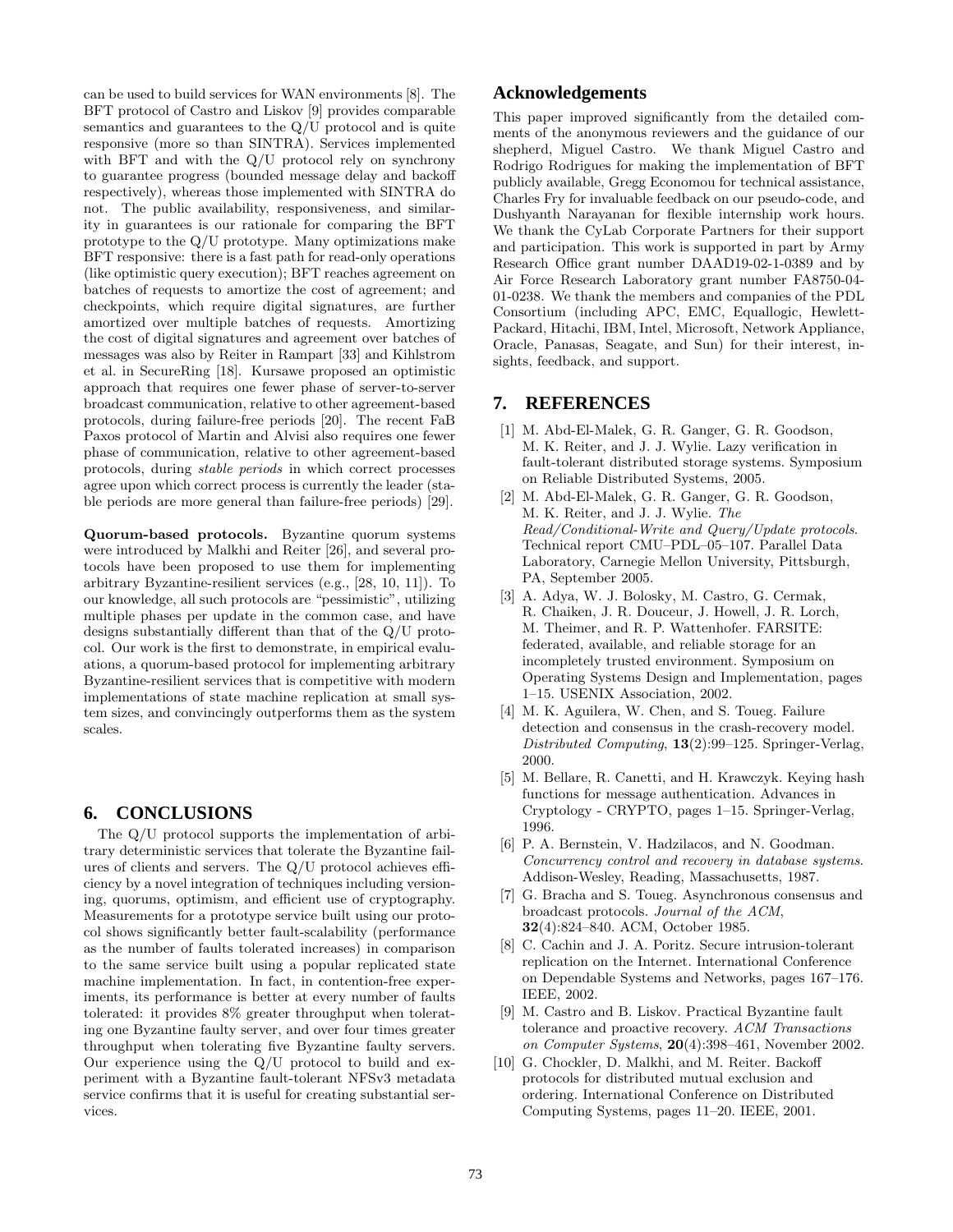can be used to build services for WAN environments [8]. The BFT protocol of Castro and Liskov [9] provides comparable semantics and guarantees to the Q/U protocol and is quite responsive (more so than SINTRA). Services implemented with BFT and with the Q/U protocol rely on synchrony to guarantee progress (bounded message delay and backoff respectively), whereas those implemented with SINTRA do not. The public availability, responsiveness, and similarity in guarantees is our rationale for comparing the BFT prototype to the Q/U prototype. Many optimizations make BFT responsive: there is a fast path for read-only operations (like optimistic query execution); BFT reaches agreement on batches of requests to amortize the cost of agreement; and checkpoints, which require digital signatures, are further amortized over multiple batches of requests. Amortizing the cost of digital signatures and agreement over batches of messages was also by Reiter in Rampart [33] and Kihlstrom et al. in SecureRing [18]. Kursawe proposed an optimistic approach that requires one fewer phase of server-to-server broadcast communication, relative to other agreement-based protocols, during failure-free periods [20]. The recent FaB Paxos protocol of Martin and Alvisi also requires one fewer phase of communication, relative to other agreement-based protocols, during *stable periods* in which correct processes agree upon which correct process is currently the leader (stable periods are more general than failure-free periods) [29].

**Quorum-based protocols.** Byzantine quorum systems were introduced by Malkhi and Reiter [26], and several protocols have been proposed to use them for implementing arbitrary Byzantine-resilient services (e.g., [28, 10, 11]). To our knowledge, all such protocols are "pessimistic", utilizing multiple phases per update in the common case, and have designs substantially different than that of the Q/U protocol. Our work is the first to demonstrate, in empirical evaluations, a quorum-based protocol for implementing arbitrary Byzantine-resilient services that is competitive with modern implementations of state machine replication at small system sizes, and convincingly outperforms them as the system scales.

## 6. CONCLUSIONS

The Q/U protocol supports the implementation of arbitrary deterministic services that tolerate the Byzantine failures of clients and servers. The Q/U protocol achieves efficiency by a novel integration of techniques including versioning, quorums, optimism, and efficient use of cryptography. Measurements for a prototype service built using our protocol shows significantly better fault-scalability (performance as the number of faults tolerated increases) in comparison to the same service built using a popular replicated state machine implementation. In fact, in contention-free experiments, its performance is better at every number of faults tolerated: it provides 8% greater throughput when tolerating one Byzantine faulty server, and over four times greater throughput when tolerating five Byzantine faulty servers. Our experience using the Q/U protocol to build and experiment with a Byzantine fault-tolerant NFSv3 metadata service confirms that it is useful for creating substantial services.

## Acknowledgements

This paper improved significantly from the detailed comments of the anonymous reviewers and the guidance of our shepherd, Miguel Castro. We thank Miguel Castro and Rodrigo Rodrigues for making the implementation of BFT publicly available, Gregg Economou for technical assistance, Charles Fry for invaluable feedback on our pseudo-code, and Dushyanth Narayanan for flexible internship work hours. We thank the CyLab Corporate Partners for their support and participation. This work is supported in part by Army Research Office grant number DAAD19-02-1-0389 and by Air Force Research Laboratory grant number FA8750-04-01-0238. We thank the members and companies of the PDL Consortium (including APC, EMC, Equallogic, Hewlett-Packard, Hitachi, IBM, Intel, Microsoft, Network Appliance, Oracle, Panasas, Seagate, and Sun) for their interest, insights, feedback, and support.

## 7. REFERENCES

[1] M. Abd-El-Malek, G. R. Ganger, G. R. Goodson, M. K. Reiter, and J. J. Wylie. Lazy verification in fault-tolerant distributed storage systems. Symposium on Reliable Distributed Systems, 2005.

[2] M. Abd-El-Malek, G. R. Ganger, G. R. Goodson, M. K. Reiter, and J. J. Wylie. *The Read/Conditional-Write and Query/Update protocols*. Technical report CMU–PDL–05–107. Parallel Data Laboratory, Carnegie Mellon University, Pittsburgh, PA, September 2005.

[3] A. Adya, W. J. Bolosky, M. Castro, G. Cermak, R. Chaiken, J. R. Douceur, J. Howell, J. R. Lorch, M. Theimer, and R. P. Wattenhofer. FARSITE: federated, available, and reliable storage for an incompletely trusted environment. Symposium on Operating Systems Design and Implementation, pages 1–15. USENIX Association, 2002.

[4] M. K. Aguilera, W. Chen, and S. Toueg. Failure detection and consensus in the crash-recovery model. *Distributed Computing*, **13**(2):99–125. Springer-Verlag, 2000.

[5] M. Bellare, R. Canetti, and H. Krawczyk. Keying hash functions for message authentication. Advances in Cryptology - CRYPTO, pages 1–15. Springer-Verlag, 1996.

[6] P. A. Bernstein, V. Hadzilacos, and N. Goodman. *Concurrency control and recovery in database systems*. Addison-Wesley, Reading, Massachusetts, 1987.

[7] G. Bracha and S. Toueg. Asynchronous consensus and broadcast protocols. *Journal of the ACM*, **32**(4):824–840. ACM, October 1985.

[8] C. Cachin and J. A. Poritz. Secure intrusion-tolerant replication on the Internet. International Conference on Dependable Systems and Networks, pages 167–176. IEEE, 2002.

[9] M. Castro and B. Liskov. Practical Byzantine fault tolerance and proactive recovery. *ACM Transactions on Computer Systems*, **20**(4):398–461, November 2002.

[10] G. Chockler, D. Malkhi, and M. Reiter. Backoff protocols for distributed mutual exclusion and ordering. International Conference on Distributed Computing Systems, pages 11–20. IEEE, 2001.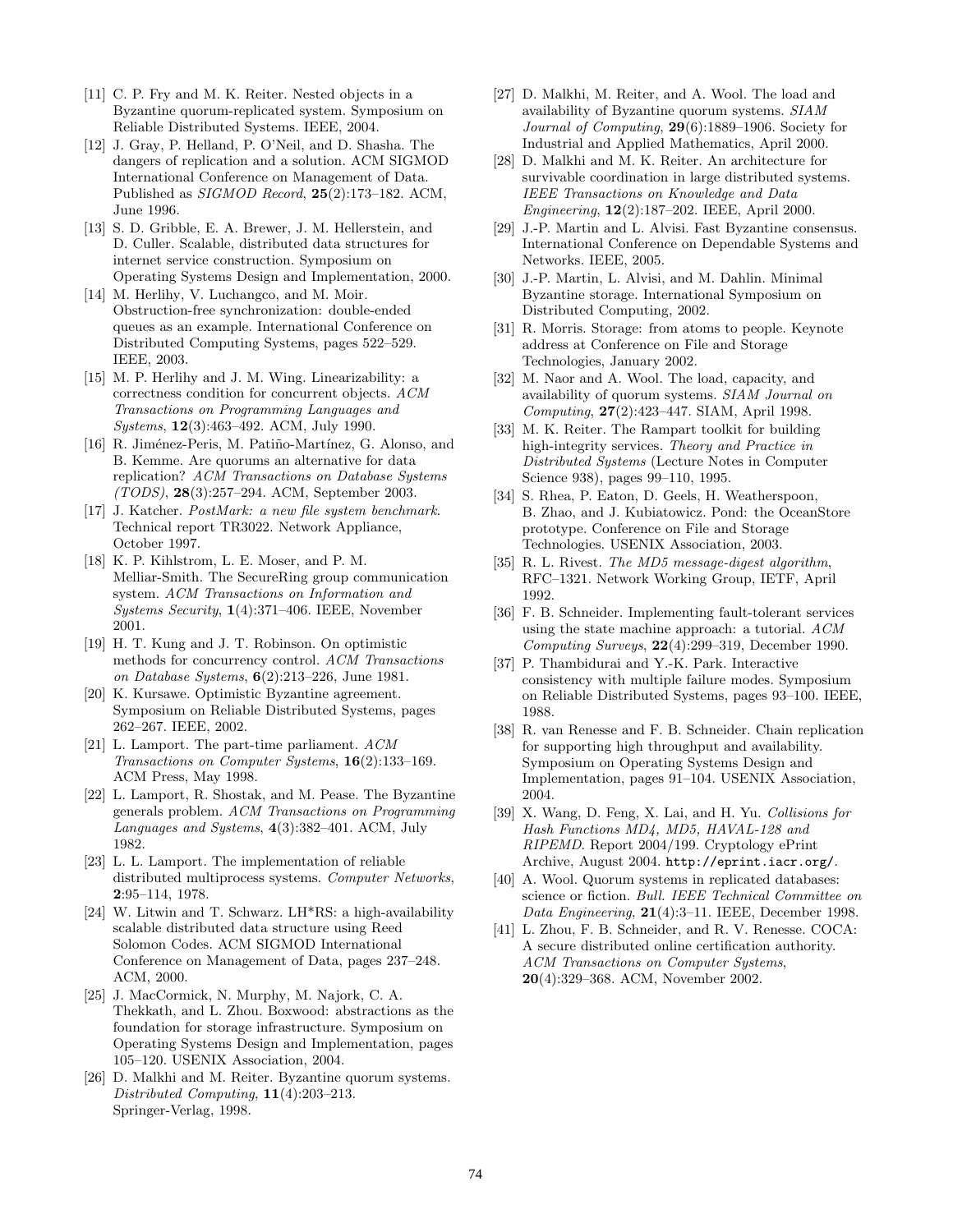[11] C. P. Fry and M. K. Reiter. Nested objects in a Byzantine quorum-replicated system. Symposium on Reliable Distributed Systems. IEEE, 2004.

[12] J. Gray, P. Helland, P. O'Neil, and D. Shasha. The dangers of replication and a solution. ACM SIGMOD International Conference on Management of Data. Published as *SIGMOD Record*, **25**(2):173–182. ACM, June 1996.

[13] S. D. Gribble, E. A. Brewer, J. M. Hellerstein, and D. Culler. Scalable, distributed data structures for internet service construction. Symposium on Operating Systems Design and Implementation, 2000.

[14] M. Herlihy, V. Luchangco, and M. Moir. Obstruction-free synchronization: double-ended queues as an example. International Conference on Distributed Computing Systems, pages 522–529. IEEE, 2003.

[15] M. P. Herlihy and J. M. Wing. Linearizability: a correctness condition for concurrent objects. *ACM Transactions on Programming Languages and Systems*, **12**(3):463–492. ACM, July 1990.

[16] R. Jiménez-Peris, M. Patiño-Martínez, G. Alonso, and B. Kemme. Are quorums an alternative for data replication? *ACM Transactions on Database Systems (TODS)*, **28**(3):257–294. ACM, September 2003.

[17] J. Katcher. *PostMark: a new file system benchmark*. Technical report TR3022. Network Appliance, October 1997.

[18] K. P. Kihlstrom, L. E. Moser, and P. M. Melliar-Smith. The SecureRing group communication system. *ACM Transactions on Information and Systems Security*, **1**(4):371–406. IEEE, November 2001.

[19] H. T. Kung and J. T. Robinson. On optimistic methods for concurrency control. *ACM Transactions on Database Systems*, **6**(2):213–226, June 1981.

[20] K. Kursawe. Optimistic Byzantine agreement. Symposium on Reliable Distributed Systems, pages 262–267. IEEE, 2002.

[21] L. Lamport. The part-time parliament. *ACM Transactions on Computer Systems*, **16**(2):133–169. ACM Press, May 1998.

[22] L. Lamport, R. Shostak, and M. Pease. The Byzantine generals problem. *ACM Transactions on Programming Languages and Systems*, **4**(3):382–401. ACM, July 1982.

[23] L. L. Lamport. The implementation of reliable distributed multiprocess systems. *Computer Networks*, **2**:95–114, 1978.

[24] W. Litwin and T. Schwarz. LH*RS: a high-availability scalable distributed data structure using Reed Solomon Codes. ACM SIGMOD International Conference on Management of Data, pages 237–248. ACM, 2000.

[25] J. MacCormick, N. Murphy, M. Najork, C. A. Thekkath, and L. Zhou. Boxwood: abstractions as the foundation for storage infrastructure. Symposium on Operating Systems Design and Implementation, pages 105–120. USENIX Association, 2004.

[26] D. Malkhi and M. Reiter. Byzantine quorum systems. *Distributed Computing*, **11**(4):203–213. Springer-Verlag, 1998.

[27] D. Malkhi, M. Reiter, and A. Wool. The load and availability of Byzantine quorum systems. *SIAM Journal of Computing*, **29**(6):1889–1906. Society for Industrial and Applied Mathematics, April 2000.

[28] D. Malkhi and M. K. Reiter. An architecture for survivable coordination in large distributed systems. *IEEE Transactions on Knowledge and Data Engineering*, **12**(2):187–202. IEEE, April 2000.

[29] J.-P. Martin and L. Alvisi. Fast Byzantine consensus. International Conference on Dependable Systems and Networks. IEEE, 2005.

[30] J.-P. Martin, L. Alvisi, and M. Dahlin. Minimal Byzantine storage. International Symposium on Distributed Computing, 2002.

[31] R. Morris. Storage: from atoms to people. Keynote address at Conference on File and Storage Technologies, January 2002.

[32] M. Naor and A. Wool. The load, capacity, and availability of quorum systems. *SIAM Journal on Computing*, **27**(2):423–447. SIAM, April 1998.

[33] M. K. Reiter. The Rampart toolkit for building high-integrity services. *Theory and Practice in Distributed Systems* (Lecture Notes in Computer Science 938), pages 99–110, 1995.

[34] S. Rhea, P. Eaton, D. Geels, H. Weatherspoon, B. Zhao, and J. Kubiatowicz. Pond: the OceanStore prototype. Conference on File and Storage Technologies. USENIX Association, 2003.

[35] R. L. Rivest. *The MD5 message-digest algorithm*, RFC–1321. Network Working Group, IETF, April 1992.

[36] F. B. Schneider. Implementing fault-tolerant services using the state machine approach: a tutorial. *ACM Computing Surveys*, **22**(4):299–319, December 1990.

[37] P. Thambidurai and Y.-K. Park. Interactive consistency with multiple failure modes. Symposium on Reliable Distributed Systems, pages 93–100. IEEE, 1988.

[38] R. van Renesse and F. B. Schneider. Chain replication for supporting high throughput and availability. Symposium on Operating Systems Design and Implementation, pages 91–104. USENIX Association, 2004.

[39] X. Wang, D. Feng, X. Lai, and H. Yu. *Collisions for Hash Functions MD4, MD5, HAVAL-128 and RIPEMD*. Report 2004/199. Cryptology ePrint Archive, August 2004. http://eprint.iacr.org/.

[40] A. Wool. Quorum systems in replicated databases: science or fiction. *Bull. IEEE Technical Committee on Data Engineering*, **21**(4):3–11. IEEE, December 1998.

[41] L. Zhou, F. B. Schneider, and R. V. Renesse. COCA: A secure distributed online certification authority. *ACM Transactions on Computer Systems*, **20**(4):329–368. ACM, November 2002.